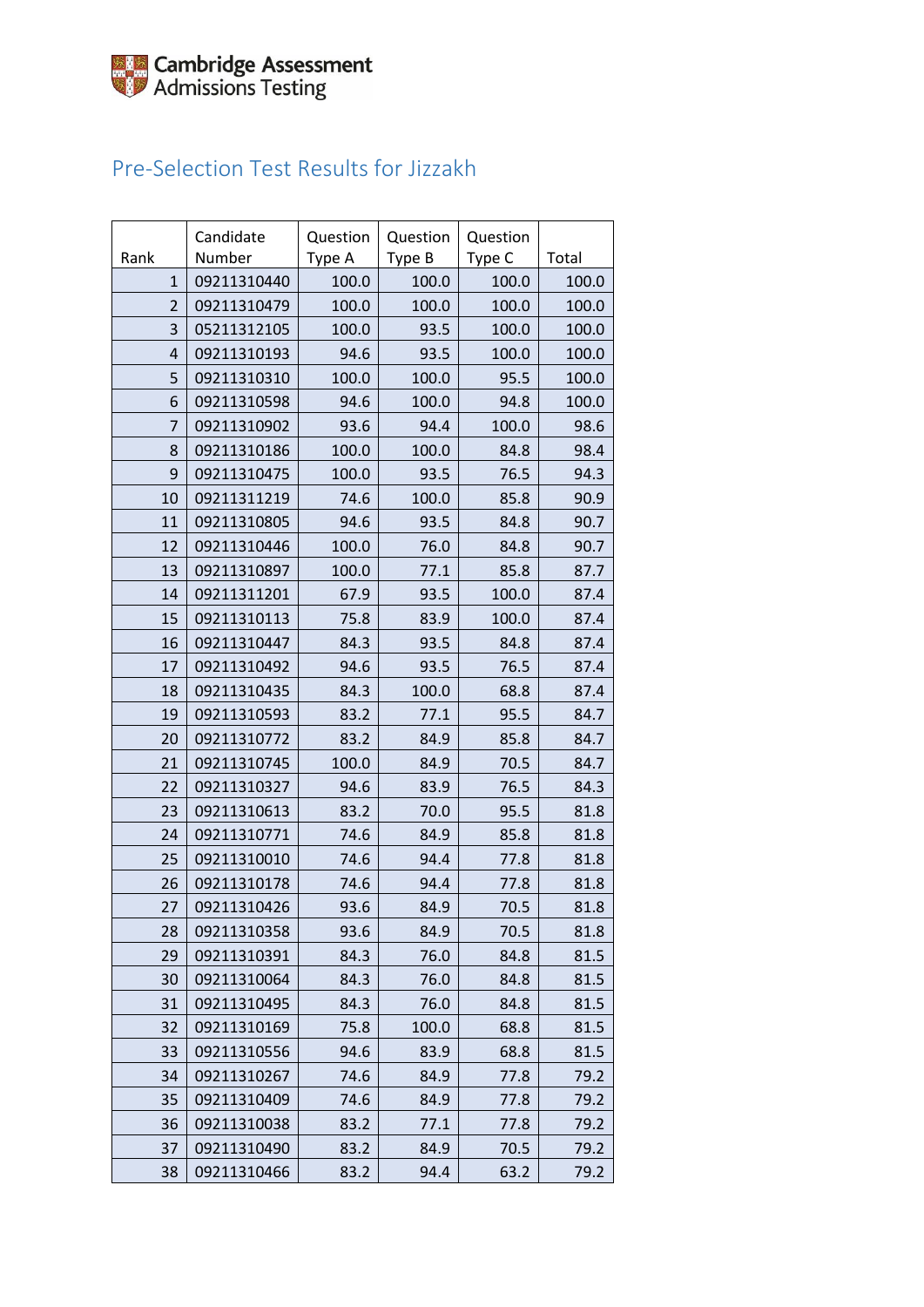Cambridge Assessment Admissions Testing

# Pre-Selection Test Results for Jizzakh

| Rank | Candidate Number | Question Type A | Question Type B | Question Type C | Total |
|---|---|---|---|---|---|
| 1 | 09211310440 | 100.0 | 100.0 | 100.0 | 100.0 |
| 2 | 09211310479 | 100.0 | 100.0 | 100.0 | 100.0 |
| 3 | 05211312105 | 100.0 | 93.5 | 100.0 | 100.0 |
| 4 | 09211310193 | 94.6 | 93.5 | 100.0 | 100.0 |
| 5 | 09211310310 | 100.0 | 100.0 | 95.5 | 100.0 |
| 6 | 09211310598 | 94.6 | 100.0 | 94.8 | 100.0 |
| 7 | 09211310902 | 93.6 | 94.4 | 100.0 | 98.6 |
| 8 | 09211310186 | 100.0 | 100.0 | 84.8 | 98.4 |
| 9 | 09211310475 | 100.0 | 93.5 | 76.5 | 94.3 |
| 10 | 09211311219 | 74.6 | 100.0 | 85.8 | 90.9 |
| 11 | 09211310805 | 94.6 | 93.5 | 84.8 | 90.7 |
| 12 | 09211310446 | 100.0 | 76.0 | 84.8 | 90.7 |
| 13 | 09211310897 | 100.0 | 77.1 | 85.8 | 87.7 |
| 14 | 09211311201 | 67.9 | 93.5 | 100.0 | 87.4 |
| 15 | 09211310113 | 75.8 | 83.9 | 100.0 | 87.4 |
| 16 | 09211310447 | 84.3 | 93.5 | 84.8 | 87.4 |
| 17 | 09211310492 | 94.6 | 93.5 | 76.5 | 87.4 |
| 18 | 09211310435 | 84.3 | 100.0 | 68.8 | 87.4 |
| 19 | 09211310593 | 83.2 | 77.1 | 95.5 | 84.7 |
| 20 | 09211310772 | 83.2 | 84.9 | 85.8 | 84.7 |
| 21 | 09211310745 | 100.0 | 84.9 | 70.5 | 84.7 |
| 22 | 09211310327 | 94.6 | 83.9 | 76.5 | 84.3 |
| 23 | 09211310613 | 83.2 | 70.0 | 95.5 | 81.8 |
| 24 | 09211310771 | 74.6 | 84.9 | 85.8 | 81.8 |
| 25 | 09211310010 | 74.6 | 94.4 | 77.8 | 81.8 |
| 26 | 09211310178 | 74.6 | 94.4 | 77.8 | 81.8 |
| 27 | 09211310426 | 93.6 | 84.9 | 70.5 | 81.8 |
| 28 | 09211310358 | 93.6 | 84.9 | 70.5 | 81.8 |
| 29 | 09211310391 | 84.3 | 76.0 | 84.8 | 81.5 |
| 30 | 09211310064 | 84.3 | 76.0 | 84.8 | 81.5 |
| 31 | 09211310495 | 84.3 | 76.0 | 84.8 | 81.5 |
| 32 | 09211310169 | 75.8 | 100.0 | 68.8 | 81.5 |
| 33 | 09211310556 | 94.6 | 83.9 | 68.8 | 81.5 |
| 34 | 09211310267 | 74.6 | 84.9 | 77.8 | 79.2 |
| 35 | 09211310409 | 74.6 | 84.9 | 77.8 | 79.2 |
| 36 | 09211310038 | 83.2 | 77.1 | 77.8 | 79.2 |
| 37 | 09211310490 | 83.2 | 84.9 | 70.5 | 79.2 |
| 38 | 09211310466 | 83.2 | 94.4 | 63.2 | 79.2 |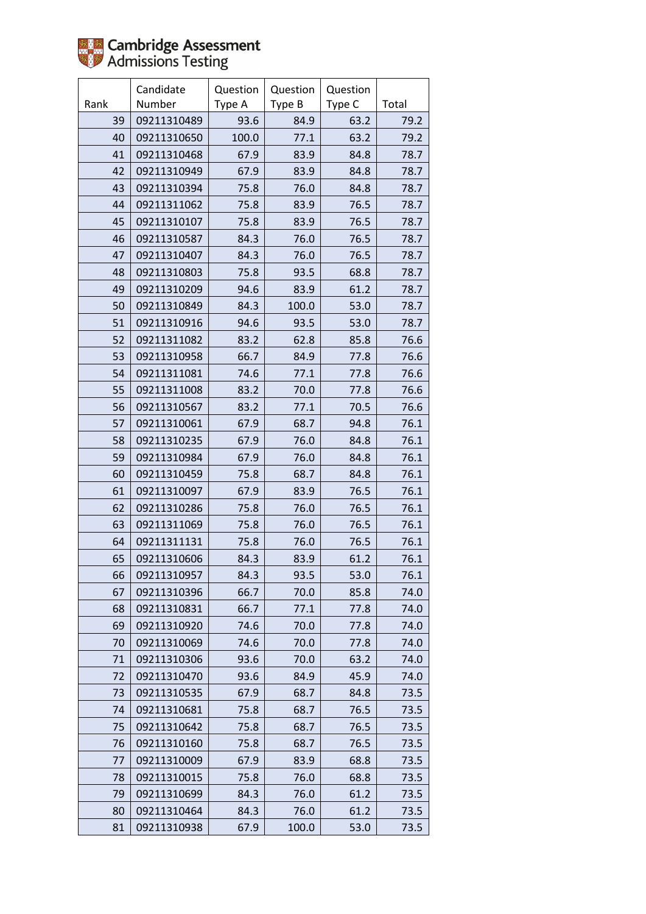Cambridge Assessment Admissions Testing

| Rank | Candidate Number | Question Type A | Question Type B | Question Type C | Total |
|---|---|---|---|---|---|
| 39 | 09211310489 | 93.6 | 84.9 | 63.2 | 79.2 |
| 40 | 09211310650 | 100.0 | 77.1 | 63.2 | 79.2 |
| 41 | 09211310468 | 67.9 | 83.9 | 84.8 | 78.7 |
| 42 | 09211310949 | 67.9 | 83.9 | 84.8 | 78.7 |
| 43 | 09211310394 | 75.8 | 76.0 | 84.8 | 78.7 |
| 44 | 09211311062 | 75.8 | 83.9 | 76.5 | 78.7 |
| 45 | 09211310107 | 75.8 | 83.9 | 76.5 | 78.7 |
| 46 | 09211310587 | 84.3 | 76.0 | 76.5 | 78.7 |
| 47 | 09211310407 | 84.3 | 76.0 | 76.5 | 78.7 |
| 48 | 09211310803 | 75.8 | 93.5 | 68.8 | 78.7 |
| 49 | 09211310209 | 94.6 | 83.9 | 61.2 | 78.7 |
| 50 | 09211310849 | 84.3 | 100.0 | 53.0 | 78.7 |
| 51 | 09211310916 | 94.6 | 93.5 | 53.0 | 78.7 |
| 52 | 09211311082 | 83.2 | 62.8 | 85.8 | 76.6 |
| 53 | 09211310958 | 66.7 | 84.9 | 77.8 | 76.6 |
| 54 | 09211311081 | 74.6 | 77.1 | 77.8 | 76.6 |
| 55 | 09211311008 | 83.2 | 70.0 | 77.8 | 76.6 |
| 56 | 09211310567 | 83.2 | 77.1 | 70.5 | 76.6 |
| 57 | 09211310061 | 67.9 | 68.7 | 94.8 | 76.1 |
| 58 | 09211310235 | 67.9 | 76.0 | 84.8 | 76.1 |
| 59 | 09211310984 | 67.9 | 76.0 | 84.8 | 76.1 |
| 60 | 09211310459 | 75.8 | 68.7 | 84.8 | 76.1 |
| 61 | 09211310097 | 67.9 | 83.9 | 76.5 | 76.1 |
| 62 | 09211310286 | 75.8 | 76.0 | 76.5 | 76.1 |
| 63 | 09211311069 | 75.8 | 76.0 | 76.5 | 76.1 |
| 64 | 09211311131 | 75.8 | 76.0 | 76.5 | 76.1 |
| 65 | 09211310606 | 84.3 | 83.9 | 61.2 | 76.1 |
| 66 | 09211310957 | 84.3 | 93.5 | 53.0 | 76.1 |
| 67 | 09211310396 | 66.7 | 70.0 | 85.8 | 74.0 |
| 68 | 09211310831 | 66.7 | 77.1 | 77.8 | 74.0 |
| 69 | 09211310920 | 74.6 | 70.0 | 77.8 | 74.0 |
| 70 | 09211310069 | 74.6 | 70.0 | 77.8 | 74.0 |
| 71 | 09211310306 | 93.6 | 70.0 | 63.2 | 74.0 |
| 72 | 09211310470 | 93.6 | 84.9 | 45.9 | 74.0 |
| 73 | 09211310535 | 67.9 | 68.7 | 84.8 | 73.5 |
| 74 | 09211310681 | 75.8 | 68.7 | 76.5 | 73.5 |
| 75 | 09211310642 | 75.8 | 68.7 | 76.5 | 73.5 |
| 76 | 09211310160 | 75.8 | 68.7 | 76.5 | 73.5 |
| 77 | 09211310009 | 67.9 | 83.9 | 68.8 | 73.5 |
| 78 | 09211310015 | 75.8 | 76.0 | 68.8 | 73.5 |
| 79 | 09211310699 | 84.3 | 76.0 | 61.2 | 73.5 |
| 80 | 09211310464 | 84.3 | 76.0 | 61.2 | 73.5 |
| 81 | 09211310938 | 67.9 | 100.0 | 53.0 | 73.5 |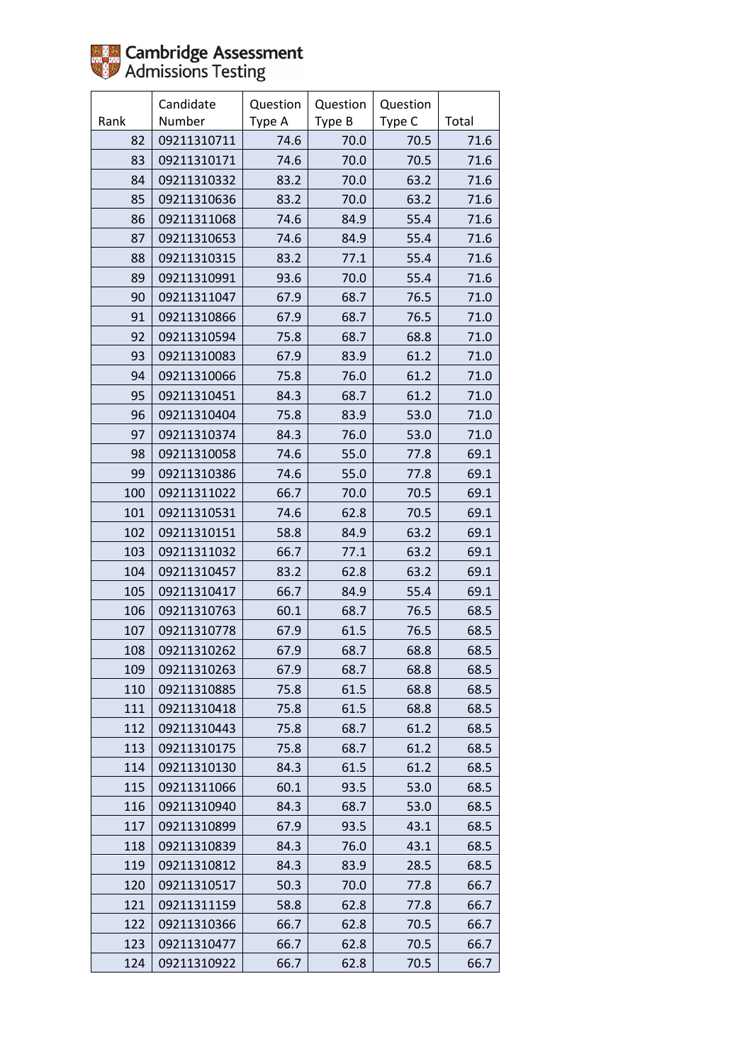Cambridge Assessment Admissions Testing

| Rank | Candidate Number | Question Type A | Question Type B | Question Type C | Total |
|---|---|---|---|---|---|
| 82 | 09211310711 | 74.6 | 70.0 | 70.5 | 71.6 |
| 83 | 09211310171 | 74.6 | 70.0 | 70.5 | 71.6 |
| 84 | 09211310332 | 83.2 | 70.0 | 63.2 | 71.6 |
| 85 | 09211310636 | 83.2 | 70.0 | 63.2 | 71.6 |
| 86 | 09211311068 | 74.6 | 84.9 | 55.4 | 71.6 |
| 87 | 09211310653 | 74.6 | 84.9 | 55.4 | 71.6 |
| 88 | 09211310315 | 83.2 | 77.1 | 55.4 | 71.6 |
| 89 | 09211310991 | 93.6 | 70.0 | 55.4 | 71.6 |
| 90 | 09211311047 | 67.9 | 68.7 | 76.5 | 71.0 |
| 91 | 09211310866 | 67.9 | 68.7 | 76.5 | 71.0 |
| 92 | 09211310594 | 75.8 | 68.7 | 68.8 | 71.0 |
| 93 | 09211310083 | 67.9 | 83.9 | 61.2 | 71.0 |
| 94 | 09211310066 | 75.8 | 76.0 | 61.2 | 71.0 |
| 95 | 09211310451 | 84.3 | 68.7 | 61.2 | 71.0 |
| 96 | 09211310404 | 75.8 | 83.9 | 53.0 | 71.0 |
| 97 | 09211310374 | 84.3 | 76.0 | 53.0 | 71.0 |
| 98 | 09211310058 | 74.6 | 55.0 | 77.8 | 69.1 |
| 99 | 09211310386 | 74.6 | 55.0 | 77.8 | 69.1 |
| 100 | 09211311022 | 66.7 | 70.0 | 70.5 | 69.1 |
| 101 | 09211310531 | 74.6 | 62.8 | 70.5 | 69.1 |
| 102 | 09211310151 | 58.8 | 84.9 | 63.2 | 69.1 |
| 103 | 09211311032 | 66.7 | 77.1 | 63.2 | 69.1 |
| 104 | 09211310457 | 83.2 | 62.8 | 63.2 | 69.1 |
| 105 | 09211310417 | 66.7 | 84.9 | 55.4 | 69.1 |
| 106 | 09211310763 | 60.1 | 68.7 | 76.5 | 68.5 |
| 107 | 09211310778 | 67.9 | 61.5 | 76.5 | 68.5 |
| 108 | 09211310262 | 67.9 | 68.7 | 68.8 | 68.5 |
| 109 | 09211310263 | 67.9 | 68.7 | 68.8 | 68.5 |
| 110 | 09211310885 | 75.8 | 61.5 | 68.8 | 68.5 |
| 111 | 09211310418 | 75.8 | 61.5 | 68.8 | 68.5 |
| 112 | 09211310443 | 75.8 | 68.7 | 61.2 | 68.5 |
| 113 | 09211310175 | 75.8 | 68.7 | 61.2 | 68.5 |
| 114 | 09211310130 | 84.3 | 61.5 | 61.2 | 68.5 |
| 115 | 09211311066 | 60.1 | 93.5 | 53.0 | 68.5 |
| 116 | 09211310940 | 84.3 | 68.7 | 53.0 | 68.5 |
| 117 | 09211310899 | 67.9 | 93.5 | 43.1 | 68.5 |
| 118 | 09211310839 | 84.3 | 76.0 | 43.1 | 68.5 |
| 119 | 09211310812 | 84.3 | 83.9 | 28.5 | 68.5 |
| 120 | 09211310517 | 50.3 | 70.0 | 77.8 | 66.7 |
| 121 | 09211311159 | 58.8 | 62.8 | 77.8 | 66.7 |
| 122 | 09211310366 | 66.7 | 62.8 | 70.5 | 66.7 |
| 123 | 09211310477 | 66.7 | 62.8 | 70.5 | 66.7 |
| 124 | 09211310922 | 66.7 | 62.8 | 70.5 | 66.7 |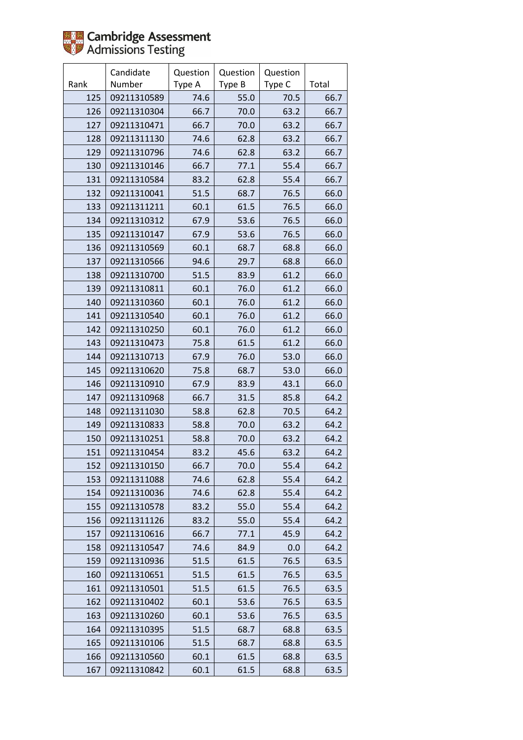Cambridge Assessment Admissions Testing

| Rank | Candidate Number | Question Type A | Question Type B | Question Type C | Total |
|---|---|---|---|---|---|
| 125 | 09211310589 | 74.6 | 55.0 | 70.5 | 66.7 |
| 126 | 09211310304 | 66.7 | 70.0 | 63.2 | 66.7 |
| 127 | 09211310471 | 66.7 | 70.0 | 63.2 | 66.7 |
| 128 | 09211311130 | 74.6 | 62.8 | 63.2 | 66.7 |
| 129 | 09211310796 | 74.6 | 62.8 | 63.2 | 66.7 |
| 130 | 09211310146 | 66.7 | 77.1 | 55.4 | 66.7 |
| 131 | 09211310584 | 83.2 | 62.8 | 55.4 | 66.7 |
| 132 | 09211310041 | 51.5 | 68.7 | 76.5 | 66.0 |
| 133 | 09211311211 | 60.1 | 61.5 | 76.5 | 66.0 |
| 134 | 09211310312 | 67.9 | 53.6 | 76.5 | 66.0 |
| 135 | 09211310147 | 67.9 | 53.6 | 76.5 | 66.0 |
| 136 | 09211310569 | 60.1 | 68.7 | 68.8 | 66.0 |
| 137 | 09211310566 | 94.6 | 29.7 | 68.8 | 66.0 |
| 138 | 09211310700 | 51.5 | 83.9 | 61.2 | 66.0 |
| 139 | 09211310811 | 60.1 | 76.0 | 61.2 | 66.0 |
| 140 | 09211310360 | 60.1 | 76.0 | 61.2 | 66.0 |
| 141 | 09211310540 | 60.1 | 76.0 | 61.2 | 66.0 |
| 142 | 09211310250 | 60.1 | 76.0 | 61.2 | 66.0 |
| 143 | 09211310473 | 75.8 | 61.5 | 61.2 | 66.0 |
| 144 | 09211310713 | 67.9 | 76.0 | 53.0 | 66.0 |
| 145 | 09211310620 | 75.8 | 68.7 | 53.0 | 66.0 |
| 146 | 09211310910 | 67.9 | 83.9 | 43.1 | 66.0 |
| 147 | 09211310968 | 66.7 | 31.5 | 85.8 | 64.2 |
| 148 | 09211311030 | 58.8 | 62.8 | 70.5 | 64.2 |
| 149 | 09211310833 | 58.8 | 70.0 | 63.2 | 64.2 |
| 150 | 09211310251 | 58.8 | 70.0 | 63.2 | 64.2 |
| 151 | 09211310454 | 83.2 | 45.6 | 63.2 | 64.2 |
| 152 | 09211310150 | 66.7 | 70.0 | 55.4 | 64.2 |
| 153 | 09211311088 | 74.6 | 62.8 | 55.4 | 64.2 |
| 154 | 09211310036 | 74.6 | 62.8 | 55.4 | 64.2 |
| 155 | 09211310578 | 83.2 | 55.0 | 55.4 | 64.2 |
| 156 | 09211311126 | 83.2 | 55.0 | 55.4 | 64.2 |
| 157 | 09211310616 | 66.7 | 77.1 | 45.9 | 64.2 |
| 158 | 09211310547 | 74.6 | 84.9 | 0.0 | 64.2 |
| 159 | 09211310936 | 51.5 | 61.5 | 76.5 | 63.5 |
| 160 | 09211310651 | 51.5 | 61.5 | 76.5 | 63.5 |
| 161 | 09211310501 | 51.5 | 61.5 | 76.5 | 63.5 |
| 162 | 09211310402 | 60.1 | 53.6 | 76.5 | 63.5 |
| 163 | 09211310260 | 60.1 | 53.6 | 76.5 | 63.5 |
| 164 | 09211310395 | 51.5 | 68.7 | 68.8 | 63.5 |
| 165 | 09211310106 | 51.5 | 68.7 | 68.8 | 63.5 |
| 166 | 09211310560 | 60.1 | 61.5 | 68.8 | 63.5 |
| 167 | 09211310842 | 60.1 | 61.5 | 68.8 | 63.5 |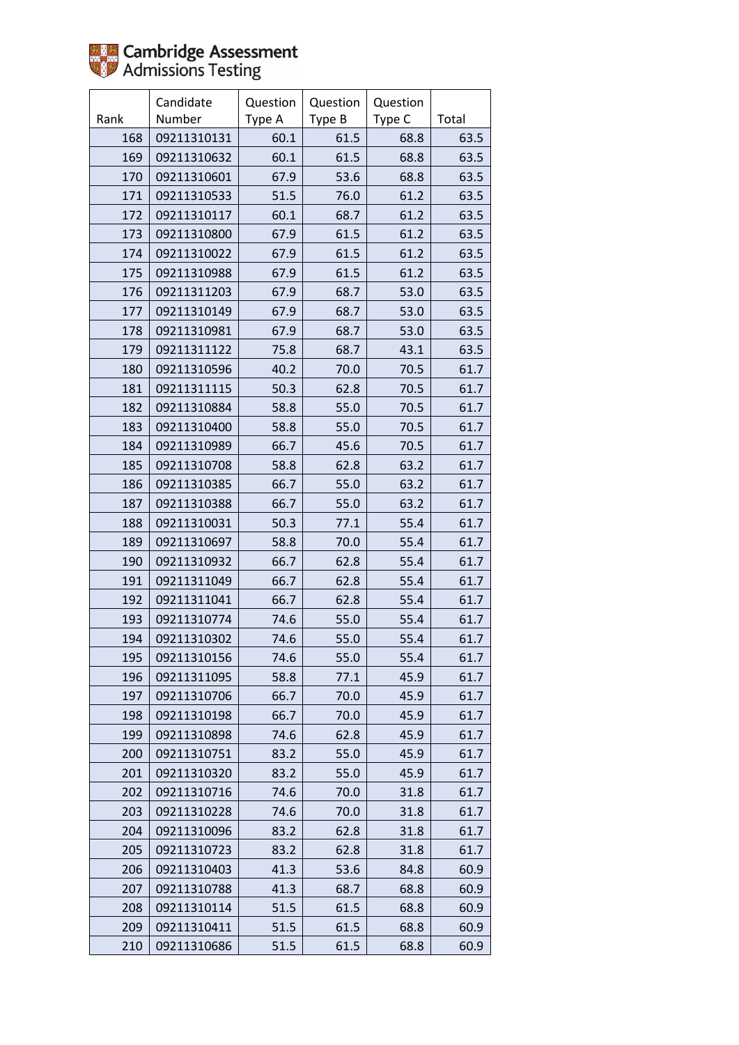Cambridge Assessment Admissions Testing

| Rank | Candidate Number | Question Type A | Question Type B | Question Type C | Total |
|---|---|---|---|---|---|
| 168 | 09211310131 | 60.1 | 61.5 | 68.8 | 63.5 |
| 169 | 09211310632 | 60.1 | 61.5 | 68.8 | 63.5 |
| 170 | 09211310601 | 67.9 | 53.6 | 68.8 | 63.5 |
| 171 | 09211310533 | 51.5 | 76.0 | 61.2 | 63.5 |
| 172 | 09211310117 | 60.1 | 68.7 | 61.2 | 63.5 |
| 173 | 09211310800 | 67.9 | 61.5 | 61.2 | 63.5 |
| 174 | 09211310022 | 67.9 | 61.5 | 61.2 | 63.5 |
| 175 | 09211310988 | 67.9 | 61.5 | 61.2 | 63.5 |
| 176 | 09211311203 | 67.9 | 68.7 | 53.0 | 63.5 |
| 177 | 09211310149 | 67.9 | 68.7 | 53.0 | 63.5 |
| 178 | 09211310981 | 67.9 | 68.7 | 53.0 | 63.5 |
| 179 | 09211311122 | 75.8 | 68.7 | 43.1 | 63.5 |
| 180 | 09211310596 | 40.2 | 70.0 | 70.5 | 61.7 |
| 181 | 09211311115 | 50.3 | 62.8 | 70.5 | 61.7 |
| 182 | 09211310884 | 58.8 | 55.0 | 70.5 | 61.7 |
| 183 | 09211310400 | 58.8 | 55.0 | 70.5 | 61.7 |
| 184 | 09211310989 | 66.7 | 45.6 | 70.5 | 61.7 |
| 185 | 09211310708 | 58.8 | 62.8 | 63.2 | 61.7 |
| 186 | 09211310385 | 66.7 | 55.0 | 63.2 | 61.7 |
| 187 | 09211310388 | 66.7 | 55.0 | 63.2 | 61.7 |
| 188 | 09211310031 | 50.3 | 77.1 | 55.4 | 61.7 |
| 189 | 09211310697 | 58.8 | 70.0 | 55.4 | 61.7 |
| 190 | 09211310932 | 66.7 | 62.8 | 55.4 | 61.7 |
| 191 | 09211311049 | 66.7 | 62.8 | 55.4 | 61.7 |
| 192 | 09211311041 | 66.7 | 62.8 | 55.4 | 61.7 |
| 193 | 09211310774 | 74.6 | 55.0 | 55.4 | 61.7 |
| 194 | 09211310302 | 74.6 | 55.0 | 55.4 | 61.7 |
| 195 | 09211310156 | 74.6 | 55.0 | 55.4 | 61.7 |
| 196 | 09211311095 | 58.8 | 77.1 | 45.9 | 61.7 |
| 197 | 09211310706 | 66.7 | 70.0 | 45.9 | 61.7 |
| 198 | 09211310198 | 66.7 | 70.0 | 45.9 | 61.7 |
| 199 | 09211310898 | 74.6 | 62.8 | 45.9 | 61.7 |
| 200 | 09211310751 | 83.2 | 55.0 | 45.9 | 61.7 |
| 201 | 09211310320 | 83.2 | 55.0 | 45.9 | 61.7 |
| 202 | 09211310716 | 74.6 | 70.0 | 31.8 | 61.7 |
| 203 | 09211310228 | 74.6 | 70.0 | 31.8 | 61.7 |
| 204 | 09211310096 | 83.2 | 62.8 | 31.8 | 61.7 |
| 205 | 09211310723 | 83.2 | 62.8 | 31.8 | 61.7 |
| 206 | 09211310403 | 41.3 | 53.6 | 84.8 | 60.9 |
| 207 | 09211310788 | 41.3 | 68.7 | 68.8 | 60.9 |
| 208 | 09211310114 | 51.5 | 61.5 | 68.8 | 60.9 |
| 209 | 09211310411 | 51.5 | 61.5 | 68.8 | 60.9 |
| 210 | 09211310686 | 51.5 | 61.5 | 68.8 | 60.9 |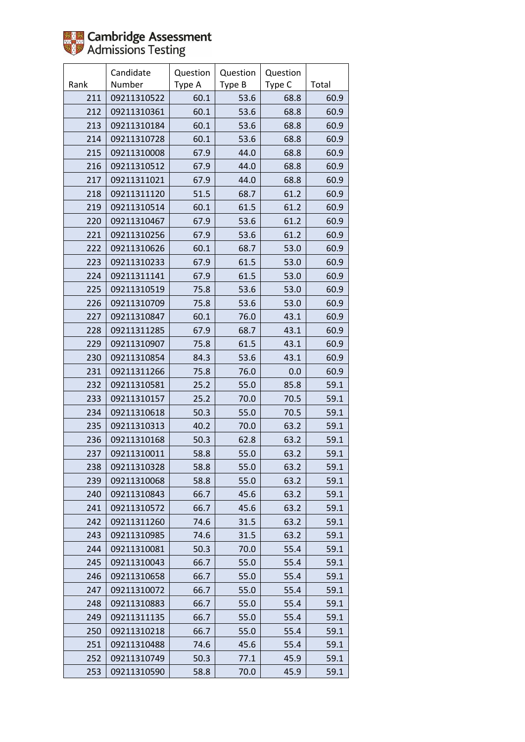Cambridge Assessment Admissions Testing

| Rank | Candidate Number | Question Type A | Question Type B | Question Type C | Total |
|---|---|---|---|---|---|
| 211 | 09211310522 | 60.1 | 53.6 | 68.8 | 60.9 |
| 212 | 09211310361 | 60.1 | 53.6 | 68.8 | 60.9 |
| 213 | 09211310184 | 60.1 | 53.6 | 68.8 | 60.9 |
| 214 | 09211310728 | 60.1 | 53.6 | 68.8 | 60.9 |
| 215 | 09211310008 | 67.9 | 44.0 | 68.8 | 60.9 |
| 216 | 09211310512 | 67.9 | 44.0 | 68.8 | 60.9 |
| 217 | 09211311021 | 67.9 | 44.0 | 68.8 | 60.9 |
| 218 | 09211311120 | 51.5 | 68.7 | 61.2 | 60.9 |
| 219 | 09211310514 | 60.1 | 61.5 | 61.2 | 60.9 |
| 220 | 09211310467 | 67.9 | 53.6 | 61.2 | 60.9 |
| 221 | 09211310256 | 67.9 | 53.6 | 61.2 | 60.9 |
| 222 | 09211310626 | 60.1 | 68.7 | 53.0 | 60.9 |
| 223 | 09211310233 | 67.9 | 61.5 | 53.0 | 60.9 |
| 224 | 09211311141 | 67.9 | 61.5 | 53.0 | 60.9 |
| 225 | 09211310519 | 75.8 | 53.6 | 53.0 | 60.9 |
| 226 | 09211310709 | 75.8 | 53.6 | 53.0 | 60.9 |
| 227 | 09211310847 | 60.1 | 76.0 | 43.1 | 60.9 |
| 228 | 09211311285 | 67.9 | 68.7 | 43.1 | 60.9 |
| 229 | 09211310907 | 75.8 | 61.5 | 43.1 | 60.9 |
| 230 | 09211310854 | 84.3 | 53.6 | 43.1 | 60.9 |
| 231 | 09211311266 | 75.8 | 76.0 | 0.0 | 60.9 |
| 232 | 09211310581 | 25.2 | 55.0 | 85.8 | 59.1 |
| 233 | 09211310157 | 25.2 | 70.0 | 70.5 | 59.1 |
| 234 | 09211310618 | 50.3 | 55.0 | 70.5 | 59.1 |
| 235 | 09211310313 | 40.2 | 70.0 | 63.2 | 59.1 |
| 236 | 09211310168 | 50.3 | 62.8 | 63.2 | 59.1 |
| 237 | 09211310011 | 58.8 | 55.0 | 63.2 | 59.1 |
| 238 | 09211310328 | 58.8 | 55.0 | 63.2 | 59.1 |
| 239 | 09211310068 | 58.8 | 55.0 | 63.2 | 59.1 |
| 240 | 09211310843 | 66.7 | 45.6 | 63.2 | 59.1 |
| 241 | 09211310572 | 66.7 | 45.6 | 63.2 | 59.1 |
| 242 | 09211311260 | 74.6 | 31.5 | 63.2 | 59.1 |
| 243 | 09211310985 | 74.6 | 31.5 | 63.2 | 59.1 |
| 244 | 09211310081 | 50.3 | 70.0 | 55.4 | 59.1 |
| 245 | 09211310043 | 66.7 | 55.0 | 55.4 | 59.1 |
| 246 | 09211310658 | 66.7 | 55.0 | 55.4 | 59.1 |
| 247 | 09211310072 | 66.7 | 55.0 | 55.4 | 59.1 |
| 248 | 09211310883 | 66.7 | 55.0 | 55.4 | 59.1 |
| 249 | 09211311135 | 66.7 | 55.0 | 55.4 | 59.1 |
| 250 | 09211310218 | 66.7 | 55.0 | 55.4 | 59.1 |
| 251 | 09211310488 | 74.6 | 45.6 | 55.4 | 59.1 |
| 252 | 09211310749 | 50.3 | 77.1 | 45.9 | 59.1 |
| 253 | 09211310590 | 58.8 | 70.0 | 45.9 | 59.1 |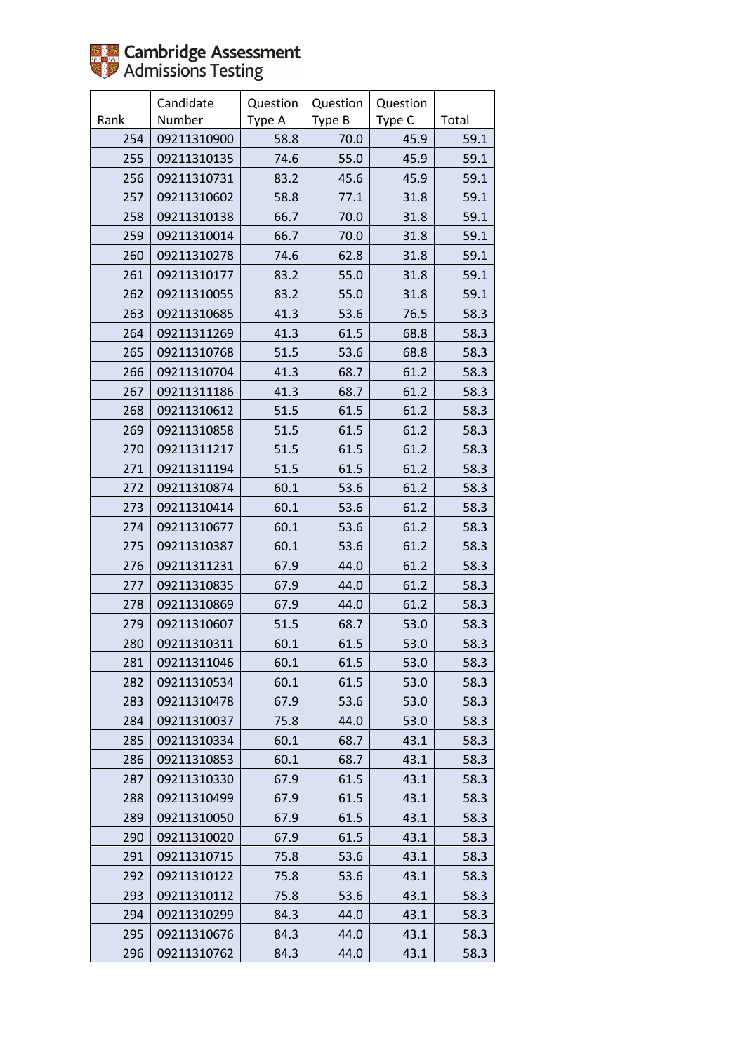Cambridge Assessment
Admissions Testing

| Rank | Candidate Number | Question Type A | Question Type B | Question Type C | Total |
|---|---|---|---|---|---|
| 254 | 09211310900 | 58.8 | 70.0 | 45.9 | 59.1 |
| 255 | 09211310135 | 74.6 | 55.0 | 45.9 | 59.1 |
| 256 | 09211310731 | 83.2 | 45.6 | 45.9 | 59.1 |
| 257 | 09211310602 | 58.8 | 77.1 | 31.8 | 59.1 |
| 258 | 09211310138 | 66.7 | 70.0 | 31.8 | 59.1 |
| 259 | 09211310014 | 66.7 | 70.0 | 31.8 | 59.1 |
| 260 | 09211310278 | 74.6 | 62.8 | 31.8 | 59.1 |
| 261 | 09211310177 | 83.2 | 55.0 | 31.8 | 59.1 |
| 262 | 09211310055 | 83.2 | 55.0 | 31.8 | 59.1 |
| 263 | 09211310685 | 41.3 | 53.6 | 76.5 | 58.3 |
| 264 | 09211311269 | 41.3 | 61.5 | 68.8 | 58.3 |
| 265 | 09211310768 | 51.5 | 53.6 | 68.8 | 58.3 |
| 266 | 09211310704 | 41.3 | 68.7 | 61.2 | 58.3 |
| 267 | 09211311186 | 41.3 | 68.7 | 61.2 | 58.3 |
| 268 | 09211310612 | 51.5 | 61.5 | 61.2 | 58.3 |
| 269 | 09211310858 | 51.5 | 61.5 | 61.2 | 58.3 |
| 270 | 09211311217 | 51.5 | 61.5 | 61.2 | 58.3 |
| 271 | 09211311194 | 51.5 | 61.5 | 61.2 | 58.3 |
| 272 | 09211310874 | 60.1 | 53.6 | 61.2 | 58.3 |
| 273 | 09211310414 | 60.1 | 53.6 | 61.2 | 58.3 |
| 274 | 09211310677 | 60.1 | 53.6 | 61.2 | 58.3 |
| 275 | 09211310387 | 60.1 | 53.6 | 61.2 | 58.3 |
| 276 | 09211311231 | 67.9 | 44.0 | 61.2 | 58.3 |
| 277 | 09211310835 | 67.9 | 44.0 | 61.2 | 58.3 |
| 278 | 09211310869 | 67.9 | 44.0 | 61.2 | 58.3 |
| 279 | 09211310607 | 51.5 | 68.7 | 53.0 | 58.3 |
| 280 | 09211310311 | 60.1 | 61.5 | 53.0 | 58.3 |
| 281 | 09211311046 | 60.1 | 61.5 | 53.0 | 58.3 |
| 282 | 09211310534 | 60.1 | 61.5 | 53.0 | 58.3 |
| 283 | 09211310478 | 67.9 | 53.6 | 53.0 | 58.3 |
| 284 | 09211310037 | 75.8 | 44.0 | 53.0 | 58.3 |
| 285 | 09211310334 | 60.1 | 68.7 | 43.1 | 58.3 |
| 286 | 09211310853 | 60.1 | 68.7 | 43.1 | 58.3 |
| 287 | 09211310330 | 67.9 | 61.5 | 43.1 | 58.3 |
| 288 | 09211310499 | 67.9 | 61.5 | 43.1 | 58.3 |
| 289 | 09211310050 | 67.9 | 61.5 | 43.1 | 58.3 |
| 290 | 09211310020 | 67.9 | 61.5 | 43.1 | 58.3 |
| 291 | 09211310715 | 75.8 | 53.6 | 43.1 | 58.3 |
| 292 | 09211310122 | 75.8 | 53.6 | 43.1 | 58.3 |
| 293 | 09211310112 | 75.8 | 53.6 | 43.1 | 58.3 |
| 294 | 09211310299 | 84.3 | 44.0 | 43.1 | 58.3 |
| 295 | 09211310676 | 84.3 | 44.0 | 43.1 | 58.3 |
| 296 | 09211310762 | 84.3 | 44.0 | 43.1 | 58.3 |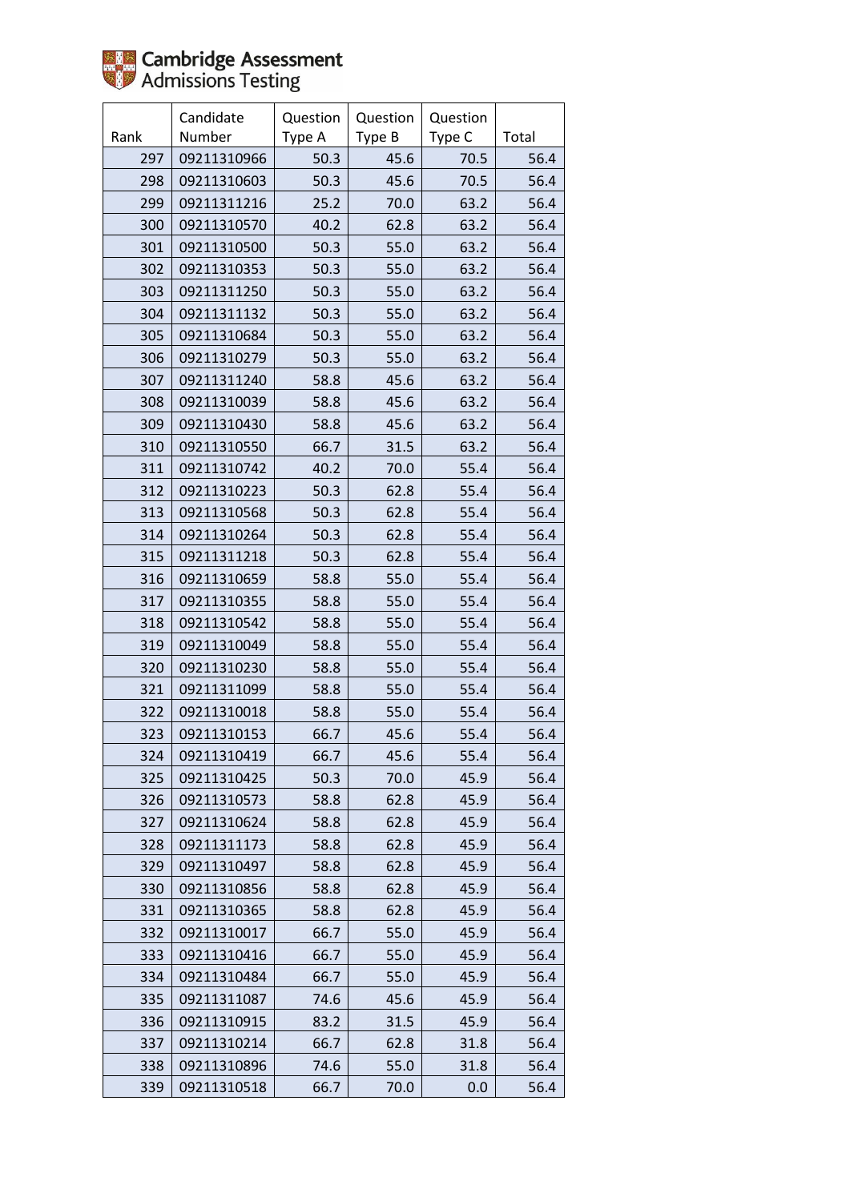Cambridge Assessment Admissions Testing

| Rank | Candidate Number | Question Type A | Question Type B | Question Type C | Total |
|---|---|---|---|---|---|
| 297 | 09211310966 | 50.3 | 45.6 | 70.5 | 56.4 |
| 298 | 09211310603 | 50.3 | 45.6 | 70.5 | 56.4 |
| 299 | 09211311216 | 25.2 | 70.0 | 63.2 | 56.4 |
| 300 | 09211310570 | 40.2 | 62.8 | 63.2 | 56.4 |
| 301 | 09211310500 | 50.3 | 55.0 | 63.2 | 56.4 |
| 302 | 09211310353 | 50.3 | 55.0 | 63.2 | 56.4 |
| 303 | 09211311250 | 50.3 | 55.0 | 63.2 | 56.4 |
| 304 | 09211311132 | 50.3 | 55.0 | 63.2 | 56.4 |
| 305 | 09211310684 | 50.3 | 55.0 | 63.2 | 56.4 |
| 306 | 09211310279 | 50.3 | 55.0 | 63.2 | 56.4 |
| 307 | 09211311240 | 58.8 | 45.6 | 63.2 | 56.4 |
| 308 | 09211310039 | 58.8 | 45.6 | 63.2 | 56.4 |
| 309 | 09211310430 | 58.8 | 45.6 | 63.2 | 56.4 |
| 310 | 09211310550 | 66.7 | 31.5 | 63.2 | 56.4 |
| 311 | 09211310742 | 40.2 | 70.0 | 55.4 | 56.4 |
| 312 | 09211310223 | 50.3 | 62.8 | 55.4 | 56.4 |
| 313 | 09211310568 | 50.3 | 62.8 | 55.4 | 56.4 |
| 314 | 09211310264 | 50.3 | 62.8 | 55.4 | 56.4 |
| 315 | 09211311218 | 50.3 | 62.8 | 55.4 | 56.4 |
| 316 | 09211310659 | 58.8 | 55.0 | 55.4 | 56.4 |
| 317 | 09211310355 | 58.8 | 55.0 | 55.4 | 56.4 |
| 318 | 09211310542 | 58.8 | 55.0 | 55.4 | 56.4 |
| 319 | 09211310049 | 58.8 | 55.0 | 55.4 | 56.4 |
| 320 | 09211310230 | 58.8 | 55.0 | 55.4 | 56.4 |
| 321 | 09211311099 | 58.8 | 55.0 | 55.4 | 56.4 |
| 322 | 09211310018 | 58.8 | 55.0 | 55.4 | 56.4 |
| 323 | 09211310153 | 66.7 | 45.6 | 55.4 | 56.4 |
| 324 | 09211310419 | 66.7 | 45.6 | 55.4 | 56.4 |
| 325 | 09211310425 | 50.3 | 70.0 | 45.9 | 56.4 |
| 326 | 09211310573 | 58.8 | 62.8 | 45.9 | 56.4 |
| 327 | 09211310624 | 58.8 | 62.8 | 45.9 | 56.4 |
| 328 | 09211311173 | 58.8 | 62.8 | 45.9 | 56.4 |
| 329 | 09211310497 | 58.8 | 62.8 | 45.9 | 56.4 |
| 330 | 09211310856 | 58.8 | 62.8 | 45.9 | 56.4 |
| 331 | 09211310365 | 58.8 | 62.8 | 45.9 | 56.4 |
| 332 | 09211310017 | 66.7 | 55.0 | 45.9 | 56.4 |
| 333 | 09211310416 | 66.7 | 55.0 | 45.9 | 56.4 |
| 334 | 09211310484 | 66.7 | 55.0 | 45.9 | 56.4 |
| 335 | 09211311087 | 74.6 | 45.6 | 45.9 | 56.4 |
| 336 | 09211310915 | 83.2 | 31.5 | 45.9 | 56.4 |
| 337 | 09211310214 | 66.7 | 62.8 | 31.8 | 56.4 |
| 338 | 09211310896 | 74.6 | 55.0 | 31.8 | 56.4 |
| 339 | 09211310518 | 66.7 | 70.0 | 0.0 | 56.4 |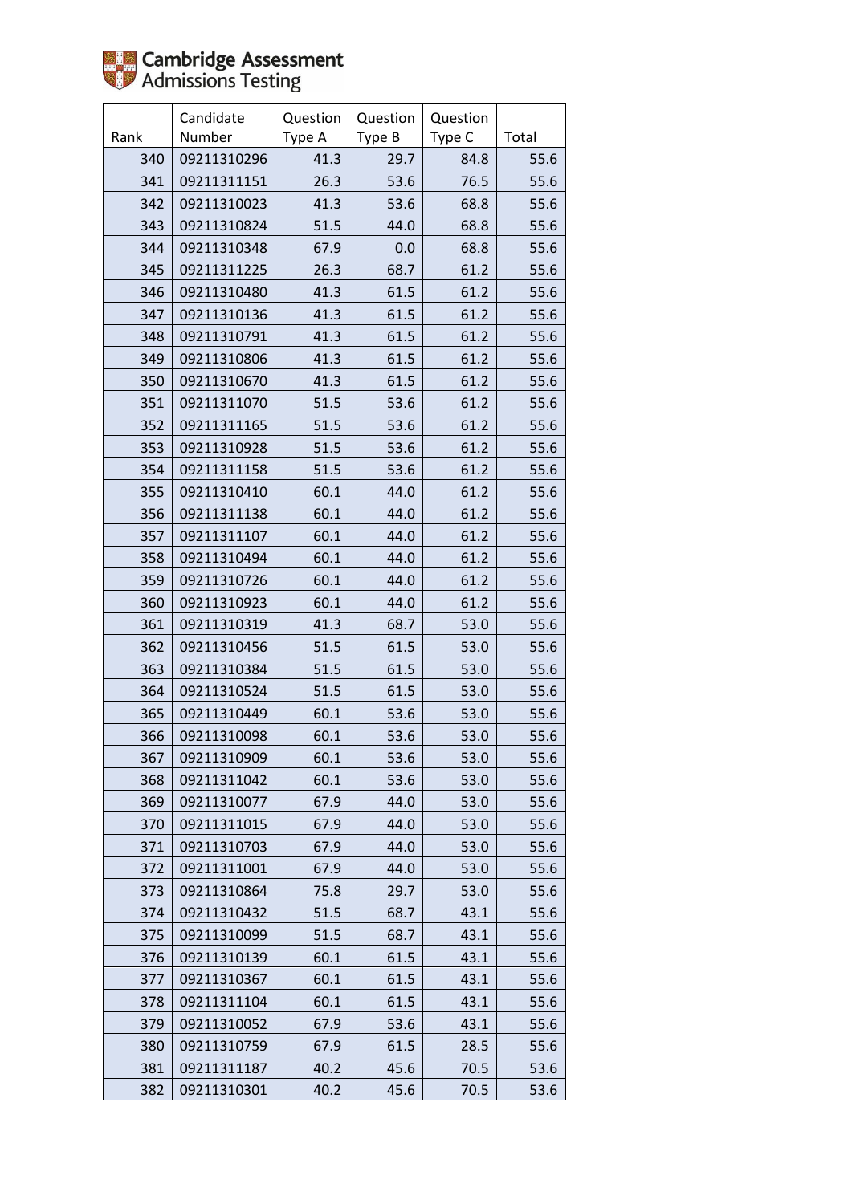| Rank | Candidate Number | Question Type A | Question Type B | Question Type C | Total |
|---|---|---|---|---|---|
| 340 | 09211310296 | 41.3 | 29.7 | 84.8 | 55.6 |
| 341 | 09211311151 | 26.3 | 53.6 | 76.5 | 55.6 |
| 342 | 09211310023 | 41.3 | 53.6 | 68.8 | 55.6 |
| 343 | 09211310824 | 51.5 | 44.0 | 68.8 | 55.6 |
| 344 | 09211310348 | 67.9 | 0.0 | 68.8 | 55.6 |
| 345 | 09211311225 | 26.3 | 68.7 | 61.2 | 55.6 |
| 346 | 09211310480 | 41.3 | 61.5 | 61.2 | 55.6 |
| 347 | 09211310136 | 41.3 | 61.5 | 61.2 | 55.6 |
| 348 | 09211310791 | 41.3 | 61.5 | 61.2 | 55.6 |
| 349 | 09211310806 | 41.3 | 61.5 | 61.2 | 55.6 |
| 350 | 09211310670 | 41.3 | 61.5 | 61.2 | 55.6 |
| 351 | 09211311070 | 51.5 | 53.6 | 61.2 | 55.6 |
| 352 | 09211311165 | 51.5 | 53.6 | 61.2 | 55.6 |
| 353 | 09211310928 | 51.5 | 53.6 | 61.2 | 55.6 |
| 354 | 09211311158 | 51.5 | 53.6 | 61.2 | 55.6 |
| 355 | 09211310410 | 60.1 | 44.0 | 61.2 | 55.6 |
| 356 | 09211311138 | 60.1 | 44.0 | 61.2 | 55.6 |
| 357 | 09211311107 | 60.1 | 44.0 | 61.2 | 55.6 |
| 358 | 09211310494 | 60.1 | 44.0 | 61.2 | 55.6 |
| 359 | 09211310726 | 60.1 | 44.0 | 61.2 | 55.6 |
| 360 | 09211310923 | 60.1 | 44.0 | 61.2 | 55.6 |
| 361 | 09211310319 | 41.3 | 68.7 | 53.0 | 55.6 |
| 362 | 09211310456 | 51.5 | 61.5 | 53.0 | 55.6 |
| 363 | 09211310384 | 51.5 | 61.5 | 53.0 | 55.6 |
| 364 | 09211310524 | 51.5 | 61.5 | 53.0 | 55.6 |
| 365 | 09211310449 | 60.1 | 53.6 | 53.0 | 55.6 |
| 366 | 09211310098 | 60.1 | 53.6 | 53.0 | 55.6 |
| 367 | 09211310909 | 60.1 | 53.6 | 53.0 | 55.6 |
| 368 | 09211311042 | 60.1 | 53.6 | 53.0 | 55.6 |
| 369 | 09211310077 | 67.9 | 44.0 | 53.0 | 55.6 |
| 370 | 09211311015 | 67.9 | 44.0 | 53.0 | 55.6 |
| 371 | 09211310703 | 67.9 | 44.0 | 53.0 | 55.6 |
| 372 | 09211311001 | 67.9 | 44.0 | 53.0 | 55.6 |
| 373 | 09211310864 | 75.8 | 29.7 | 53.0 | 55.6 |
| 374 | 09211310432 | 51.5 | 68.7 | 43.1 | 55.6 |
| 375 | 09211310099 | 51.5 | 68.7 | 43.1 | 55.6 |
| 376 | 09211310139 | 60.1 | 61.5 | 43.1 | 55.6 |
| 377 | 09211310367 | 60.1 | 61.5 | 43.1 | 55.6 |
| 378 | 09211311104 | 60.1 | 61.5 | 43.1 | 55.6 |
| 379 | 09211310052 | 67.9 | 53.6 | 43.1 | 55.6 |
| 380 | 09211310759 | 67.9 | 61.5 | 28.5 | 55.6 |
| 381 | 09211311187 | 40.2 | 45.6 | 70.5 | 53.6 |
| 382 | 09211310301 | 40.2 | 45.6 | 70.5 | 53.6 |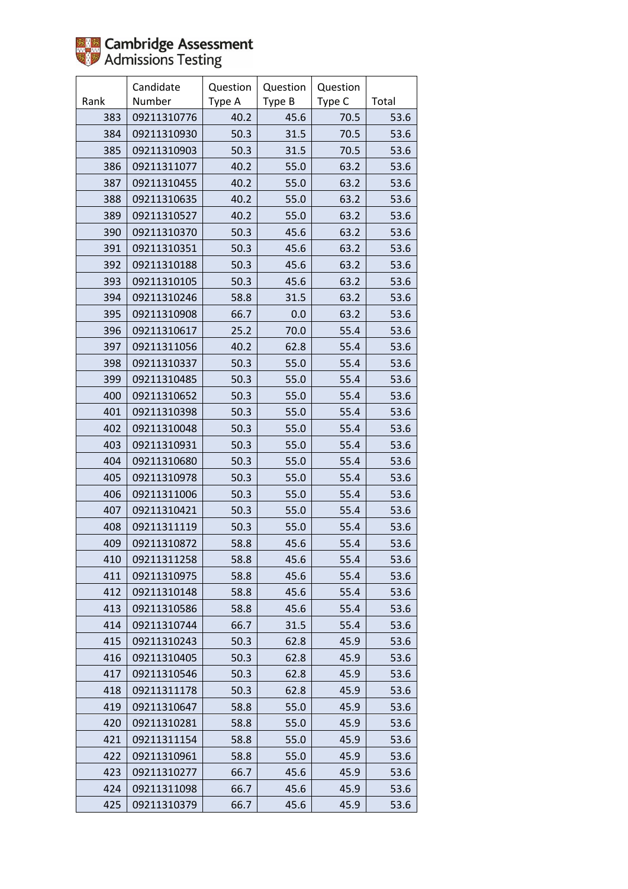| Rank | Candidate Number | Question Type A | Question Type B | Question Type C | Total |
|---|---|---|---|---|---|
| 383 | 09211310776 | 40.2 | 45.6 | 70.5 | 53.6 |
| 384 | 09211310930 | 50.3 | 31.5 | 70.5 | 53.6 |
| 385 | 09211310903 | 50.3 | 31.5 | 70.5 | 53.6 |
| 386 | 09211311077 | 40.2 | 55.0 | 63.2 | 53.6 |
| 387 | 09211310455 | 40.2 | 55.0 | 63.2 | 53.6 |
| 388 | 09211310635 | 40.2 | 55.0 | 63.2 | 53.6 |
| 389 | 09211310527 | 40.2 | 55.0 | 63.2 | 53.6 |
| 390 | 09211310370 | 50.3 | 45.6 | 63.2 | 53.6 |
| 391 | 09211310351 | 50.3 | 45.6 | 63.2 | 53.6 |
| 392 | 09211310188 | 50.3 | 45.6 | 63.2 | 53.6 |
| 393 | 09211310105 | 50.3 | 45.6 | 63.2 | 53.6 |
| 394 | 09211310246 | 58.8 | 31.5 | 63.2 | 53.6 |
| 395 | 09211310908 | 66.7 | 0.0 | 63.2 | 53.6 |
| 396 | 09211310617 | 25.2 | 70.0 | 55.4 | 53.6 |
| 397 | 09211311056 | 40.2 | 62.8 | 55.4 | 53.6 |
| 398 | 09211310337 | 50.3 | 55.0 | 55.4 | 53.6 |
| 399 | 09211310485 | 50.3 | 55.0 | 55.4 | 53.6 |
| 400 | 09211310652 | 50.3 | 55.0 | 55.4 | 53.6 |
| 401 | 09211310398 | 50.3 | 55.0 | 55.4 | 53.6 |
| 402 | 09211310048 | 50.3 | 55.0 | 55.4 | 53.6 |
| 403 | 09211310931 | 50.3 | 55.0 | 55.4 | 53.6 |
| 404 | 09211310680 | 50.3 | 55.0 | 55.4 | 53.6 |
| 405 | 09211310978 | 50.3 | 55.0 | 55.4 | 53.6 |
| 406 | 09211311006 | 50.3 | 55.0 | 55.4 | 53.6 |
| 407 | 09211310421 | 50.3 | 55.0 | 55.4 | 53.6 |
| 408 | 09211311119 | 50.3 | 55.0 | 55.4 | 53.6 |
| 409 | 09211310872 | 58.8 | 45.6 | 55.4 | 53.6 |
| 410 | 09211311258 | 58.8 | 45.6 | 55.4 | 53.6 |
| 411 | 09211310975 | 58.8 | 45.6 | 55.4 | 53.6 |
| 412 | 09211310148 | 58.8 | 45.6 | 55.4 | 53.6 |
| 413 | 09211310586 | 58.8 | 45.6 | 55.4 | 53.6 |
| 414 | 09211310744 | 66.7 | 31.5 | 55.4 | 53.6 |
| 415 | 09211310243 | 50.3 | 62.8 | 45.9 | 53.6 |
| 416 | 09211310405 | 50.3 | 62.8 | 45.9 | 53.6 |
| 417 | 09211310546 | 50.3 | 62.8 | 45.9 | 53.6 |
| 418 | 09211311178 | 50.3 | 62.8 | 45.9 | 53.6 |
| 419 | 09211310647 | 58.8 | 55.0 | 45.9 | 53.6 |
| 420 | 09211310281 | 58.8 | 55.0 | 45.9 | 53.6 |
| 421 | 09211311154 | 58.8 | 55.0 | 45.9 | 53.6 |
| 422 | 09211310961 | 58.8 | 55.0 | 45.9 | 53.6 |
| 423 | 09211310277 | 66.7 | 45.6 | 45.9 | 53.6 |
| 424 | 09211311098 | 66.7 | 45.6 | 45.9 | 53.6 |
| 425 | 09211310379 | 66.7 | 45.6 | 45.9 | 53.6 |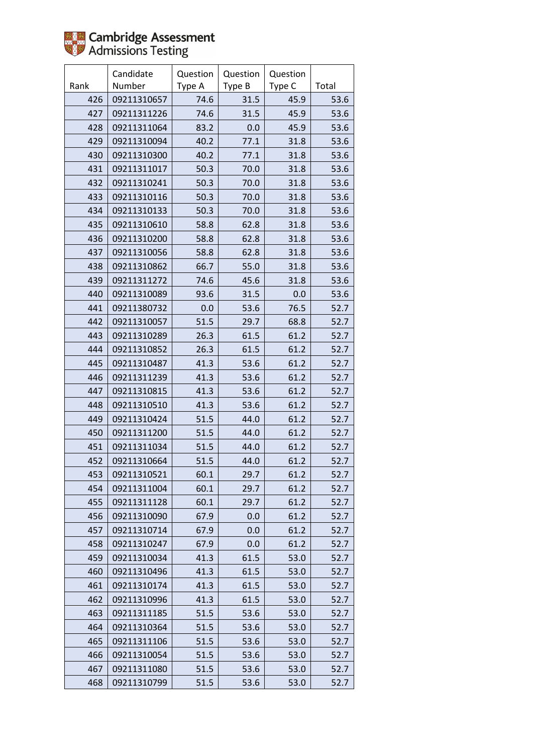Cambridge Assessment Admissions Testing

| Rank | Candidate Number | Question Type A | Question Type B | Question Type C | Total |
|---|---|---|---|---|---|
| 426 | 09211310657 | 74.6 | 31.5 | 45.9 | 53.6 |
| 427 | 09211311226 | 74.6 | 31.5 | 45.9 | 53.6 |
| 428 | 09211311064 | 83.2 | 0.0 | 45.9 | 53.6 |
| 429 | 09211310094 | 40.2 | 77.1 | 31.8 | 53.6 |
| 430 | 09211310300 | 40.2 | 77.1 | 31.8 | 53.6 |
| 431 | 09211311017 | 50.3 | 70.0 | 31.8 | 53.6 |
| 432 | 09211310241 | 50.3 | 70.0 | 31.8 | 53.6 |
| 433 | 09211310116 | 50.3 | 70.0 | 31.8 | 53.6 |
| 434 | 09211310133 | 50.3 | 70.0 | 31.8 | 53.6 |
| 435 | 09211310610 | 58.8 | 62.8 | 31.8 | 53.6 |
| 436 | 09211310200 | 58.8 | 62.8 | 31.8 | 53.6 |
| 437 | 09211310056 | 58.8 | 62.8 | 31.8 | 53.6 |
| 438 | 09211310862 | 66.7 | 55.0 | 31.8 | 53.6 |
| 439 | 09211311272 | 74.6 | 45.6 | 31.8 | 53.6 |
| 440 | 09211310089 | 93.6 | 31.5 | 0.0 | 53.6 |
| 441 | 09211380732 | 0.0 | 53.6 | 76.5 | 52.7 |
| 442 | 09211310057 | 51.5 | 29.7 | 68.8 | 52.7 |
| 443 | 09211310289 | 26.3 | 61.5 | 61.2 | 52.7 |
| 444 | 09211310852 | 26.3 | 61.5 | 61.2 | 52.7 |
| 445 | 09211310487 | 41.3 | 53.6 | 61.2 | 52.7 |
| 446 | 09211311239 | 41.3 | 53.6 | 61.2 | 52.7 |
| 447 | 09211310815 | 41.3 | 53.6 | 61.2 | 52.7 |
| 448 | 09211310510 | 41.3 | 53.6 | 61.2 | 52.7 |
| 449 | 09211310424 | 51.5 | 44.0 | 61.2 | 52.7 |
| 450 | 09211311200 | 51.5 | 44.0 | 61.2 | 52.7 |
| 451 | 09211311034 | 51.5 | 44.0 | 61.2 | 52.7 |
| 452 | 09211310664 | 51.5 | 44.0 | 61.2 | 52.7 |
| 453 | 09211310521 | 60.1 | 29.7 | 61.2 | 52.7 |
| 454 | 09211311004 | 60.1 | 29.7 | 61.2 | 52.7 |
| 455 | 09211311128 | 60.1 | 29.7 | 61.2 | 52.7 |
| 456 | 09211310090 | 67.9 | 0.0 | 61.2 | 52.7 |
| 457 | 09211310714 | 67.9 | 0.0 | 61.2 | 52.7 |
| 458 | 09211310247 | 67.9 | 0.0 | 61.2 | 52.7 |
| 459 | 09211310034 | 41.3 | 61.5 | 53.0 | 52.7 |
| 460 | 09211310496 | 41.3 | 61.5 | 53.0 | 52.7 |
| 461 | 09211310174 | 41.3 | 61.5 | 53.0 | 52.7 |
| 462 | 09211310996 | 41.3 | 61.5 | 53.0 | 52.7 |
| 463 | 09211311185 | 51.5 | 53.6 | 53.0 | 52.7 |
| 464 | 09211310364 | 51.5 | 53.6 | 53.0 | 52.7 |
| 465 | 09211311106 | 51.5 | 53.6 | 53.0 | 52.7 |
| 466 | 09211310054 | 51.5 | 53.6 | 53.0 | 52.7 |
| 467 | 09211311080 | 51.5 | 53.6 | 53.0 | 52.7 |
| 468 | 09211310799 | 51.5 | 53.6 | 53.0 | 52.7 |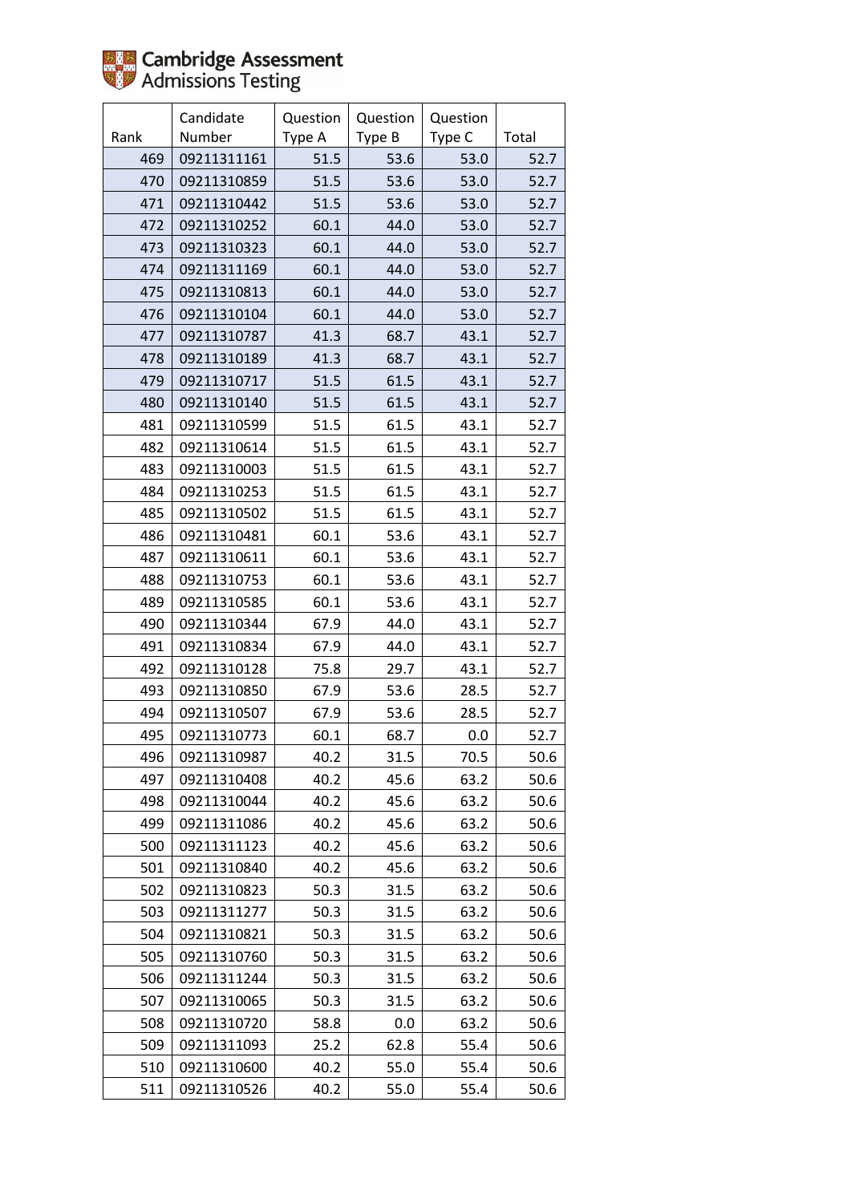Cambridge Assessment Admissions Testing

| Rank | Candidate Number | Question Type A | Question Type B | Question Type C | Total |
|---|---|---|---|---|---|
| 469 | 09211311161 | 51.5 | 53.6 | 53.0 | 52.7 |
| 470 | 09211310859 | 51.5 | 53.6 | 53.0 | 52.7 |
| 471 | 09211310442 | 51.5 | 53.6 | 53.0 | 52.7 |
| 472 | 09211310252 | 60.1 | 44.0 | 53.0 | 52.7 |
| 473 | 09211310323 | 60.1 | 44.0 | 53.0 | 52.7 |
| 474 | 09211311169 | 60.1 | 44.0 | 53.0 | 52.7 |
| 475 | 09211310813 | 60.1 | 44.0 | 53.0 | 52.7 |
| 476 | 09211310104 | 60.1 | 44.0 | 53.0 | 52.7 |
| 477 | 09211310787 | 41.3 | 68.7 | 43.1 | 52.7 |
| 478 | 09211310189 | 41.3 | 68.7 | 43.1 | 52.7 |
| 479 | 09211310717 | 51.5 | 61.5 | 43.1 | 52.7 |
| 480 | 09211310140 | 51.5 | 61.5 | 43.1 | 52.7 |
| 481 | 09211310599 | 51.5 | 61.5 | 43.1 | 52.7 |
| 482 | 09211310614 | 51.5 | 61.5 | 43.1 | 52.7 |
| 483 | 09211310003 | 51.5 | 61.5 | 43.1 | 52.7 |
| 484 | 09211310253 | 51.5 | 61.5 | 43.1 | 52.7 |
| 485 | 09211310502 | 51.5 | 61.5 | 43.1 | 52.7 |
| 486 | 09211310481 | 60.1 | 53.6 | 43.1 | 52.7 |
| 487 | 09211310611 | 60.1 | 53.6 | 43.1 | 52.7 |
| 488 | 09211310753 | 60.1 | 53.6 | 43.1 | 52.7 |
| 489 | 09211310585 | 60.1 | 53.6 | 43.1 | 52.7 |
| 490 | 09211310344 | 67.9 | 44.0 | 43.1 | 52.7 |
| 491 | 09211310834 | 67.9 | 44.0 | 43.1 | 52.7 |
| 492 | 09211310128 | 75.8 | 29.7 | 43.1 | 52.7 |
| 493 | 09211310850 | 67.9 | 53.6 | 28.5 | 52.7 |
| 494 | 09211310507 | 67.9 | 53.6 | 28.5 | 52.7 |
| 495 | 09211310773 | 60.1 | 68.7 | 0.0 | 52.7 |
| 496 | 09211310987 | 40.2 | 31.5 | 70.5 | 50.6 |
| 497 | 09211310408 | 40.2 | 45.6 | 63.2 | 50.6 |
| 498 | 09211310044 | 40.2 | 45.6 | 63.2 | 50.6 |
| 499 | 09211311086 | 40.2 | 45.6 | 63.2 | 50.6 |
| 500 | 09211311123 | 40.2 | 45.6 | 63.2 | 50.6 |
| 501 | 09211310840 | 40.2 | 45.6 | 63.2 | 50.6 |
| 502 | 09211310823 | 50.3 | 31.5 | 63.2 | 50.6 |
| 503 | 09211311277 | 50.3 | 31.5 | 63.2 | 50.6 |
| 504 | 09211310821 | 50.3 | 31.5 | 63.2 | 50.6 |
| 505 | 09211310760 | 50.3 | 31.5 | 63.2 | 50.6 |
| 506 | 09211311244 | 50.3 | 31.5 | 63.2 | 50.6 |
| 507 | 09211310065 | 50.3 | 31.5 | 63.2 | 50.6 |
| 508 | 09211310720 | 58.8 | 0.0 | 63.2 | 50.6 |
| 509 | 09211311093 | 25.2 | 62.8 | 55.4 | 50.6 |
| 510 | 09211310600 | 40.2 | 55.0 | 55.4 | 50.6 |
| 511 | 09211310526 | 40.2 | 55.0 | 55.4 | 50.6 |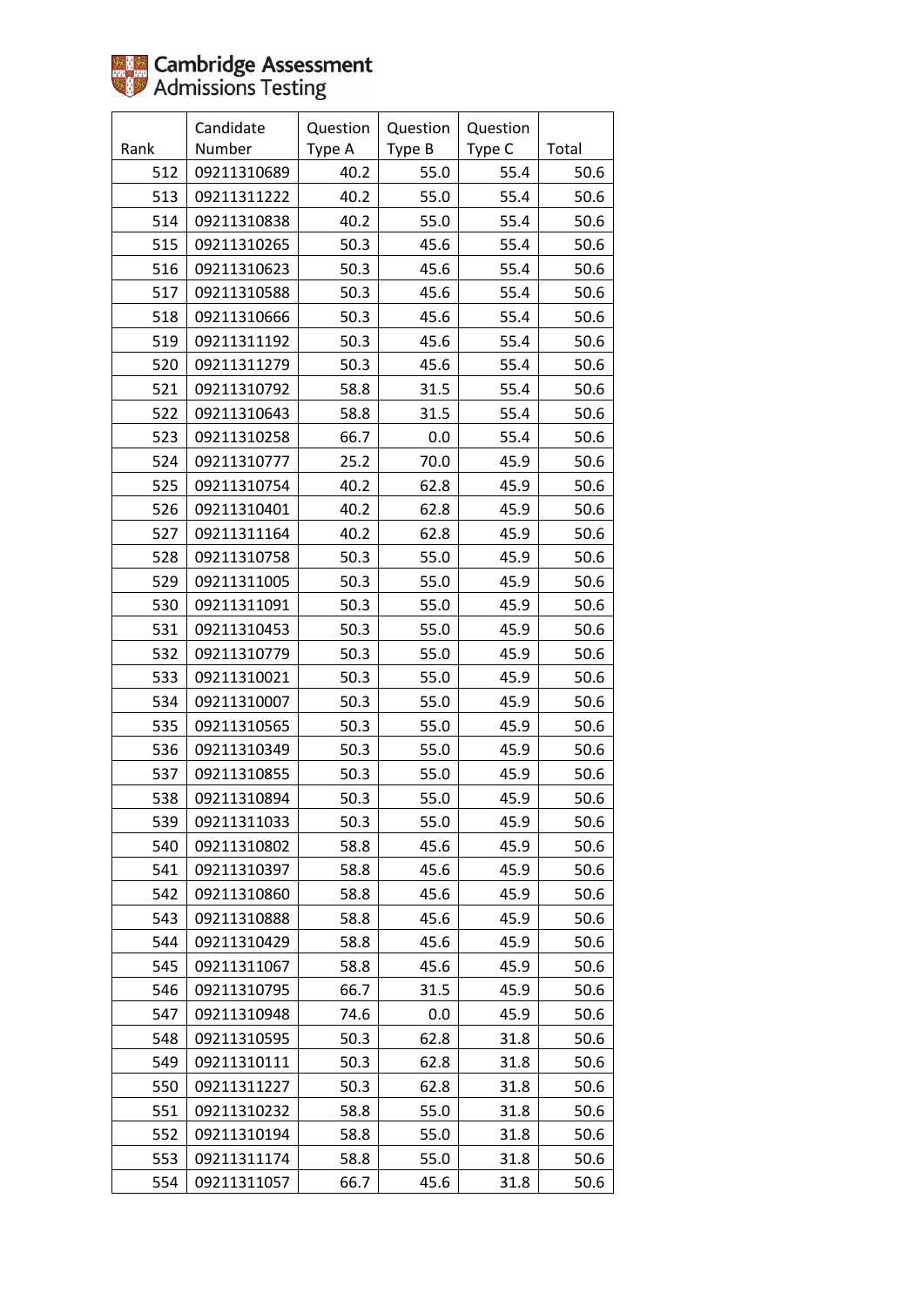Cambridge Assessment Admissions Testing

| Rank | Candidate Number | Question Type A | Question Type B | Question Type C | Total |
|---|---|---|---|---|---|
| 512 | 09211310689 | 40.2 | 55.0 | 55.4 | 50.6 |
| 513 | 09211311222 | 40.2 | 55.0 | 55.4 | 50.6 |
| 514 | 09211310838 | 40.2 | 55.0 | 55.4 | 50.6 |
| 515 | 09211310265 | 50.3 | 45.6 | 55.4 | 50.6 |
| 516 | 09211310623 | 50.3 | 45.6 | 55.4 | 50.6 |
| 517 | 09211310588 | 50.3 | 45.6 | 55.4 | 50.6 |
| 518 | 09211310666 | 50.3 | 45.6 | 55.4 | 50.6 |
| 519 | 09211311192 | 50.3 | 45.6 | 55.4 | 50.6 |
| 520 | 09211311279 | 50.3 | 45.6 | 55.4 | 50.6 |
| 521 | 09211310792 | 58.8 | 31.5 | 55.4 | 50.6 |
| 522 | 09211310643 | 58.8 | 31.5 | 55.4 | 50.6 |
| 523 | 09211310258 | 66.7 | 0.0 | 55.4 | 50.6 |
| 524 | 09211310777 | 25.2 | 70.0 | 45.9 | 50.6 |
| 525 | 09211310754 | 40.2 | 62.8 | 45.9 | 50.6 |
| 526 | 09211310401 | 40.2 | 62.8 | 45.9 | 50.6 |
| 527 | 09211311164 | 40.2 | 62.8 | 45.9 | 50.6 |
| 528 | 09211310758 | 50.3 | 55.0 | 45.9 | 50.6 |
| 529 | 09211311005 | 50.3 | 55.0 | 45.9 | 50.6 |
| 530 | 09211311091 | 50.3 | 55.0 | 45.9 | 50.6 |
| 531 | 09211310453 | 50.3 | 55.0 | 45.9 | 50.6 |
| 532 | 09211310779 | 50.3 | 55.0 | 45.9 | 50.6 |
| 533 | 09211310021 | 50.3 | 55.0 | 45.9 | 50.6 |
| 534 | 09211310007 | 50.3 | 55.0 | 45.9 | 50.6 |
| 535 | 09211310565 | 50.3 | 55.0 | 45.9 | 50.6 |
| 536 | 09211310349 | 50.3 | 55.0 | 45.9 | 50.6 |
| 537 | 09211310855 | 50.3 | 55.0 | 45.9 | 50.6 |
| 538 | 09211310894 | 50.3 | 55.0 | 45.9 | 50.6 |
| 539 | 09211311033 | 50.3 | 55.0 | 45.9 | 50.6 |
| 540 | 09211310802 | 58.8 | 45.6 | 45.9 | 50.6 |
| 541 | 09211310397 | 58.8 | 45.6 | 45.9 | 50.6 |
| 542 | 09211310860 | 58.8 | 45.6 | 45.9 | 50.6 |
| 543 | 09211310888 | 58.8 | 45.6 | 45.9 | 50.6 |
| 544 | 09211310429 | 58.8 | 45.6 | 45.9 | 50.6 |
| 545 | 09211311067 | 58.8 | 45.6 | 45.9 | 50.6 |
| 546 | 09211310795 | 66.7 | 31.5 | 45.9 | 50.6 |
| 547 | 09211310948 | 74.6 | 0.0 | 45.9 | 50.6 |
| 548 | 09211310595 | 50.3 | 62.8 | 31.8 | 50.6 |
| 549 | 09211310111 | 50.3 | 62.8 | 31.8 | 50.6 |
| 550 | 09211311227 | 50.3 | 62.8 | 31.8 | 50.6 |
| 551 | 09211310232 | 58.8 | 55.0 | 31.8 | 50.6 |
| 552 | 09211310194 | 58.8 | 55.0 | 31.8 | 50.6 |
| 553 | 09211311174 | 58.8 | 55.0 | 31.8 | 50.6 |
| 554 | 09211311057 | 66.7 | 45.6 | 31.8 | 50.6 |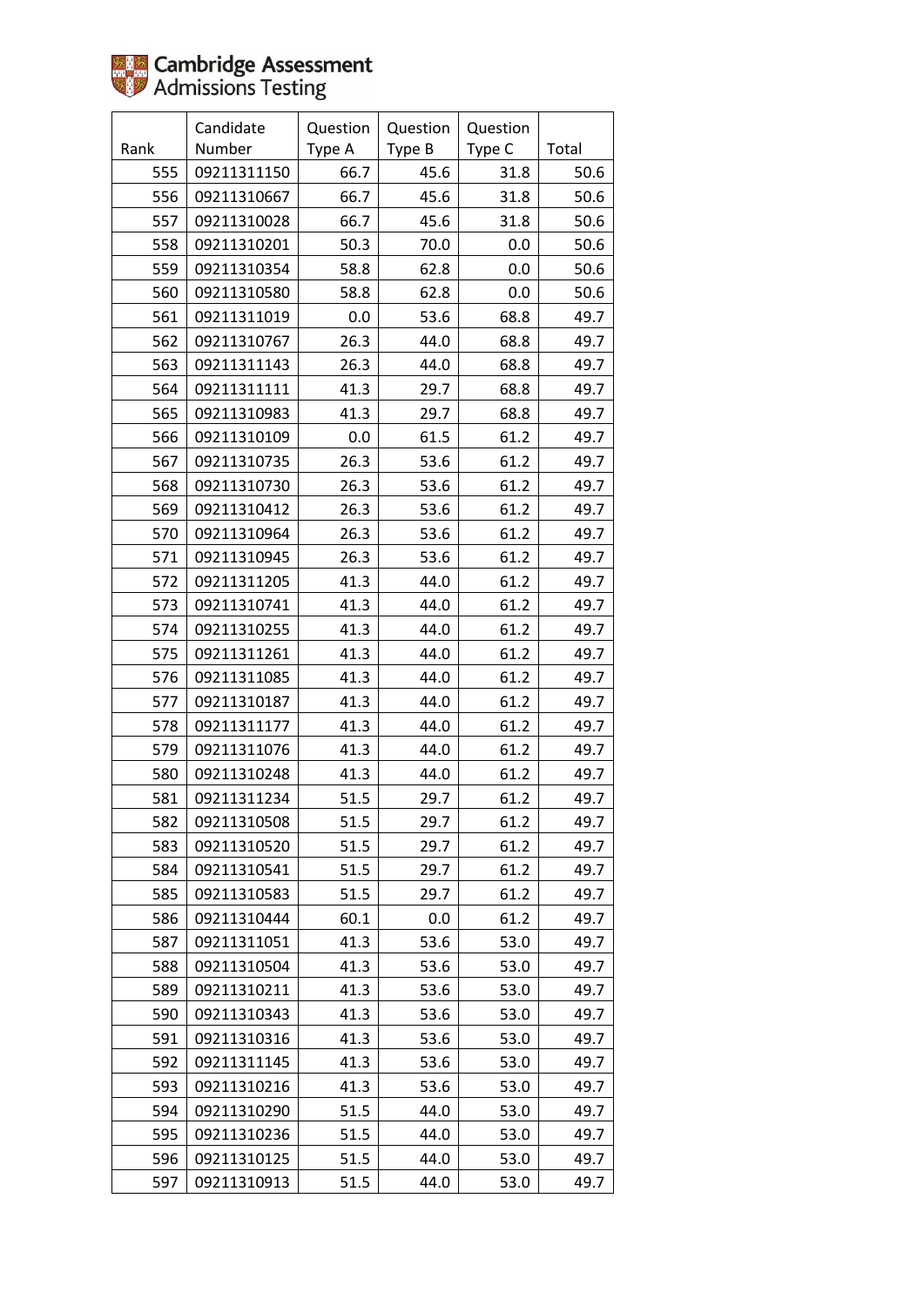Cambridge Assessment Admissions Testing

| Rank | Candidate Number | Question Type A | Question Type B | Question Type C | Total |
|---:|---|---:|---:|---:|---:|
| 555 | 09211311150 | 66.7 | 45.6 | 31.8 | 50.6 |
| 556 | 09211310667 | 66.7 | 45.6 | 31.8 | 50.6 |
| 557 | 09211310028 | 66.7 | 45.6 | 31.8 | 50.6 |
| 558 | 09211310201 | 50.3 | 70.0 | 0.0 | 50.6 |
| 559 | 09211310354 | 58.8 | 62.8 | 0.0 | 50.6 |
| 560 | 09211310580 | 58.8 | 62.8 | 0.0 | 50.6 |
| 561 | 09211311019 | 0.0 | 53.6 | 68.8 | 49.7 |
| 562 | 09211310767 | 26.3 | 44.0 | 68.8 | 49.7 |
| 563 | 09211311143 | 26.3 | 44.0 | 68.8 | 49.7 |
| 564 | 09211311111 | 41.3 | 29.7 | 68.8 | 49.7 |
| 565 | 09211310983 | 41.3 | 29.7 | 68.8 | 49.7 |
| 566 | 09211310109 | 0.0 | 61.5 | 61.2 | 49.7 |
| 567 | 09211310735 | 26.3 | 53.6 | 61.2 | 49.7 |
| 568 | 09211310730 | 26.3 | 53.6 | 61.2 | 49.7 |
| 569 | 09211310412 | 26.3 | 53.6 | 61.2 | 49.7 |
| 570 | 09211310964 | 26.3 | 53.6 | 61.2 | 49.7 |
| 571 | 09211310945 | 26.3 | 53.6 | 61.2 | 49.7 |
| 572 | 09211311205 | 41.3 | 44.0 | 61.2 | 49.7 |
| 573 | 09211310741 | 41.3 | 44.0 | 61.2 | 49.7 |
| 574 | 09211310255 | 41.3 | 44.0 | 61.2 | 49.7 |
| 575 | 09211311261 | 41.3 | 44.0 | 61.2 | 49.7 |
| 576 | 09211311085 | 41.3 | 44.0 | 61.2 | 49.7 |
| 577 | 09211310187 | 41.3 | 44.0 | 61.2 | 49.7 |
| 578 | 09211311177 | 41.3 | 44.0 | 61.2 | 49.7 |
| 579 | 09211311076 | 41.3 | 44.0 | 61.2 | 49.7 |
| 580 | 09211310248 | 41.3 | 44.0 | 61.2 | 49.7 |
| 581 | 09211311234 | 51.5 | 29.7 | 61.2 | 49.7 |
| 582 | 09211310508 | 51.5 | 29.7 | 61.2 | 49.7 |
| 583 | 09211310520 | 51.5 | 29.7 | 61.2 | 49.7 |
| 584 | 09211310541 | 51.5 | 29.7 | 61.2 | 49.7 |
| 585 | 09211310583 | 51.5 | 29.7 | 61.2 | 49.7 |
| 586 | 09211310444 | 60.1 | 0.0 | 61.2 | 49.7 |
| 587 | 09211311051 | 41.3 | 53.6 | 53.0 | 49.7 |
| 588 | 09211310504 | 41.3 | 53.6 | 53.0 | 49.7 |
| 589 | 09211310211 | 41.3 | 53.6 | 53.0 | 49.7 |
| 590 | 09211310343 | 41.3 | 53.6 | 53.0 | 49.7 |
| 591 | 09211310316 | 41.3 | 53.6 | 53.0 | 49.7 |
| 592 | 09211311145 | 41.3 | 53.6 | 53.0 | 49.7 |
| 593 | 09211310216 | 41.3 | 53.6 | 53.0 | 49.7 |
| 594 | 09211310290 | 51.5 | 44.0 | 53.0 | 49.7 |
| 595 | 09211310236 | 51.5 | 44.0 | 53.0 | 49.7 |
| 596 | 09211310125 | 51.5 | 44.0 | 53.0 | 49.7 |
| 597 | 09211310913 | 51.5 | 44.0 | 53.0 | 49.7 |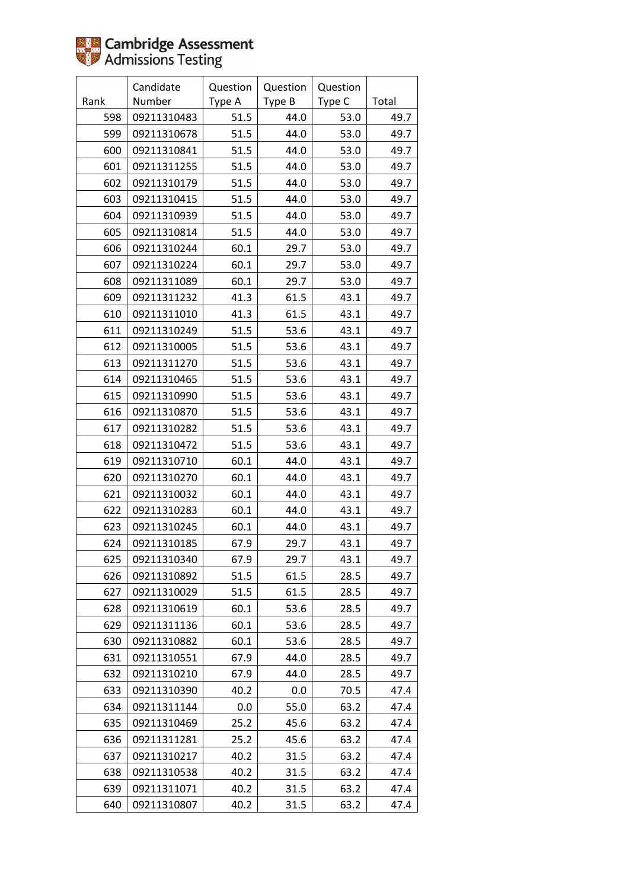| Rank | Candidate Number | Question Type A | Question Type B | Question Type C | Total |
|---|---|---|---|---|---|
| 598 | 09211310483 | 51.5 | 44.0 | 53.0 | 49.7 |
| 599 | 09211310678 | 51.5 | 44.0 | 53.0 | 49.7 |
| 600 | 09211310841 | 51.5 | 44.0 | 53.0 | 49.7 |
| 601 | 09211311255 | 51.5 | 44.0 | 53.0 | 49.7 |
| 602 | 09211310179 | 51.5 | 44.0 | 53.0 | 49.7 |
| 603 | 09211310415 | 51.5 | 44.0 | 53.0 | 49.7 |
| 604 | 09211310939 | 51.5 | 44.0 | 53.0 | 49.7 |
| 605 | 09211310814 | 51.5 | 44.0 | 53.0 | 49.7 |
| 606 | 09211310244 | 60.1 | 29.7 | 53.0 | 49.7 |
| 607 | 09211310224 | 60.1 | 29.7 | 53.0 | 49.7 |
| 608 | 09211311089 | 60.1 | 29.7 | 53.0 | 49.7 |
| 609 | 09211311232 | 41.3 | 61.5 | 43.1 | 49.7 |
| 610 | 09211311010 | 41.3 | 61.5 | 43.1 | 49.7 |
| 611 | 09211310249 | 51.5 | 53.6 | 43.1 | 49.7 |
| 612 | 09211310005 | 51.5 | 53.6 | 43.1 | 49.7 |
| 613 | 09211311270 | 51.5 | 53.6 | 43.1 | 49.7 |
| 614 | 09211310465 | 51.5 | 53.6 | 43.1 | 49.7 |
| 615 | 09211310990 | 51.5 | 53.6 | 43.1 | 49.7 |
| 616 | 09211310870 | 51.5 | 53.6 | 43.1 | 49.7 |
| 617 | 09211310282 | 51.5 | 53.6 | 43.1 | 49.7 |
| 618 | 09211310472 | 51.5 | 53.6 | 43.1 | 49.7 |
| 619 | 09211310710 | 60.1 | 44.0 | 43.1 | 49.7 |
| 620 | 09211310270 | 60.1 | 44.0 | 43.1 | 49.7 |
| 621 | 09211310032 | 60.1 | 44.0 | 43.1 | 49.7 |
| 622 | 09211310283 | 60.1 | 44.0 | 43.1 | 49.7 |
| 623 | 09211310245 | 60.1 | 44.0 | 43.1 | 49.7 |
| 624 | 09211310185 | 67.9 | 29.7 | 43.1 | 49.7 |
| 625 | 09211310340 | 67.9 | 29.7 | 43.1 | 49.7 |
| 626 | 09211310892 | 51.5 | 61.5 | 28.5 | 49.7 |
| 627 | 09211310029 | 51.5 | 61.5 | 28.5 | 49.7 |
| 628 | 09211310619 | 60.1 | 53.6 | 28.5 | 49.7 |
| 629 | 09211311136 | 60.1 | 53.6 | 28.5 | 49.7 |
| 630 | 09211310882 | 60.1 | 53.6 | 28.5 | 49.7 |
| 631 | 09211310551 | 67.9 | 44.0 | 28.5 | 49.7 |
| 632 | 09211310210 | 67.9 | 44.0 | 28.5 | 49.7 |
| 633 | 09211310390 | 40.2 | 0.0 | 70.5 | 47.4 |
| 634 | 09211311144 | 0.0 | 55.0 | 63.2 | 47.4 |
| 635 | 09211310469 | 25.2 | 45.6 | 63.2 | 47.4 |
| 636 | 09211311281 | 25.2 | 45.6 | 63.2 | 47.4 |
| 637 | 09211310217 | 40.2 | 31.5 | 63.2 | 47.4 |
| 638 | 09211310538 | 40.2 | 31.5 | 63.2 | 47.4 |
| 639 | 09211311071 | 40.2 | 31.5 | 63.2 | 47.4 |
| 640 | 09211310807 | 40.2 | 31.5 | 63.2 | 47.4 |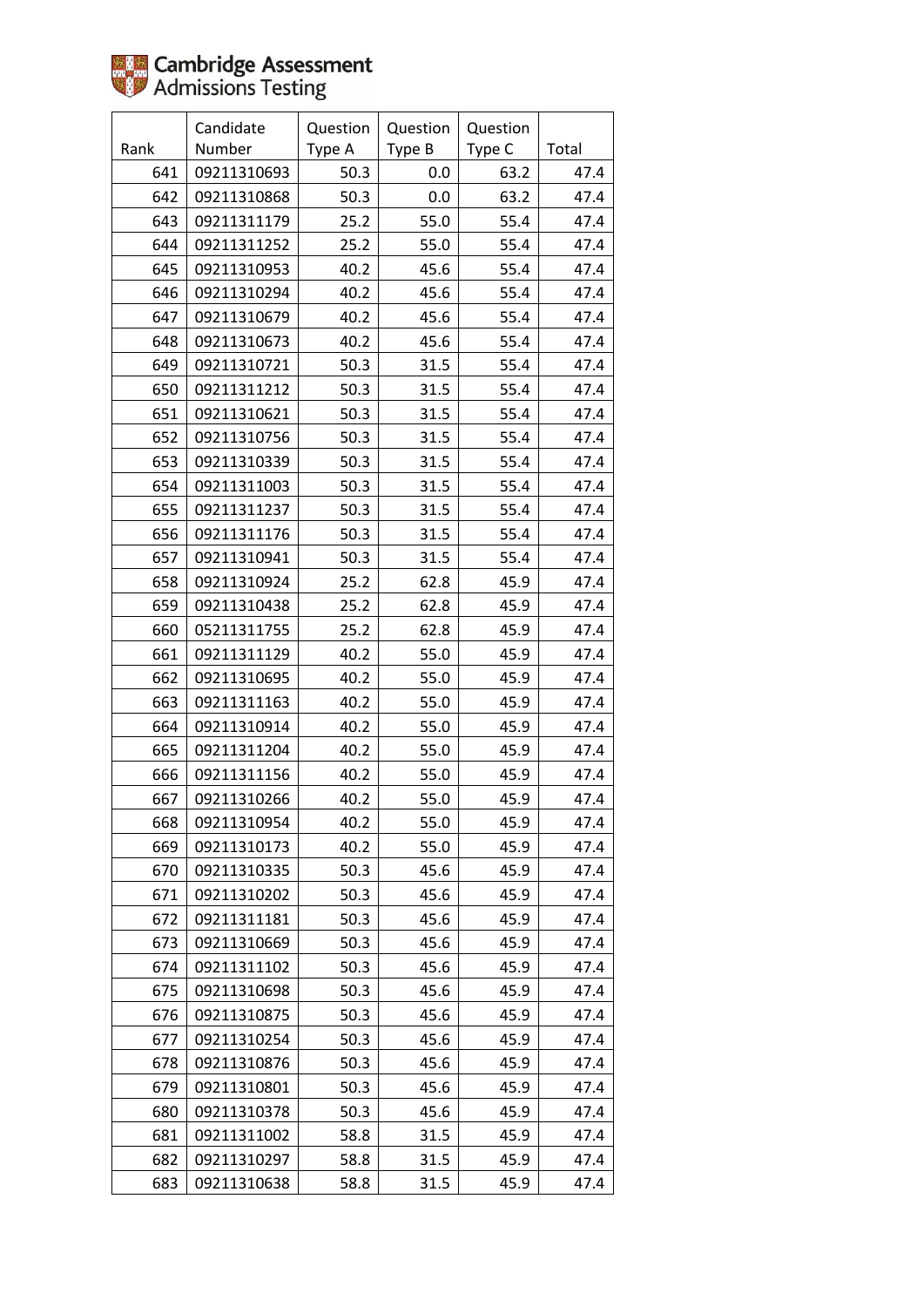Cambridge Assessment Admissions Testing

| Rank | Candidate Number | Question Type A | Question Type B | Question Type C | Total |
|---|---|---|---|---|---|
| 641 | 09211310693 | 50.3 | 0.0 | 63.2 | 47.4 |
| 642 | 09211310868 | 50.3 | 0.0 | 63.2 | 47.4 |
| 643 | 09211311179 | 25.2 | 55.0 | 55.4 | 47.4 |
| 644 | 09211311252 | 25.2 | 55.0 | 55.4 | 47.4 |
| 645 | 09211310953 | 40.2 | 45.6 | 55.4 | 47.4 |
| 646 | 09211310294 | 40.2 | 45.6 | 55.4 | 47.4 |
| 647 | 09211310679 | 40.2 | 45.6 | 55.4 | 47.4 |
| 648 | 09211310673 | 40.2 | 45.6 | 55.4 | 47.4 |
| 649 | 09211310721 | 50.3 | 31.5 | 55.4 | 47.4 |
| 650 | 09211311212 | 50.3 | 31.5 | 55.4 | 47.4 |
| 651 | 09211310621 | 50.3 | 31.5 | 55.4 | 47.4 |
| 652 | 09211310756 | 50.3 | 31.5 | 55.4 | 47.4 |
| 653 | 09211310339 | 50.3 | 31.5 | 55.4 | 47.4 |
| 654 | 09211311003 | 50.3 | 31.5 | 55.4 | 47.4 |
| 655 | 09211311237 | 50.3 | 31.5 | 55.4 | 47.4 |
| 656 | 09211311176 | 50.3 | 31.5 | 55.4 | 47.4 |
| 657 | 09211310941 | 50.3 | 31.5 | 55.4 | 47.4 |
| 658 | 09211310924 | 25.2 | 62.8 | 45.9 | 47.4 |
| 659 | 09211310438 | 25.2 | 62.8 | 45.9 | 47.4 |
| 660 | 05211311755 | 25.2 | 62.8 | 45.9 | 47.4 |
| 661 | 09211311129 | 40.2 | 55.0 | 45.9 | 47.4 |
| 662 | 09211310695 | 40.2 | 55.0 | 45.9 | 47.4 |
| 663 | 09211311163 | 40.2 | 55.0 | 45.9 | 47.4 |
| 664 | 09211310914 | 40.2 | 55.0 | 45.9 | 47.4 |
| 665 | 09211311204 | 40.2 | 55.0 | 45.9 | 47.4 |
| 666 | 09211311156 | 40.2 | 55.0 | 45.9 | 47.4 |
| 667 | 09211310266 | 40.2 | 55.0 | 45.9 | 47.4 |
| 668 | 09211310954 | 40.2 | 55.0 | 45.9 | 47.4 |
| 669 | 09211310173 | 40.2 | 55.0 | 45.9 | 47.4 |
| 670 | 09211310335 | 50.3 | 45.6 | 45.9 | 47.4 |
| 671 | 09211310202 | 50.3 | 45.6 | 45.9 | 47.4 |
| 672 | 09211311181 | 50.3 | 45.6 | 45.9 | 47.4 |
| 673 | 09211310669 | 50.3 | 45.6 | 45.9 | 47.4 |
| 674 | 09211311102 | 50.3 | 45.6 | 45.9 | 47.4 |
| 675 | 09211310698 | 50.3 | 45.6 | 45.9 | 47.4 |
| 676 | 09211310875 | 50.3 | 45.6 | 45.9 | 47.4 |
| 677 | 09211310254 | 50.3 | 45.6 | 45.9 | 47.4 |
| 678 | 09211310876 | 50.3 | 45.6 | 45.9 | 47.4 |
| 679 | 09211310801 | 50.3 | 45.6 | 45.9 | 47.4 |
| 680 | 09211310378 | 50.3 | 45.6 | 45.9 | 47.4 |
| 681 | 09211311002 | 58.8 | 31.5 | 45.9 | 47.4 |
| 682 | 09211310297 | 58.8 | 31.5 | 45.9 | 47.4 |
| 683 | 09211310638 | 58.8 | 31.5 | 45.9 | 47.4 |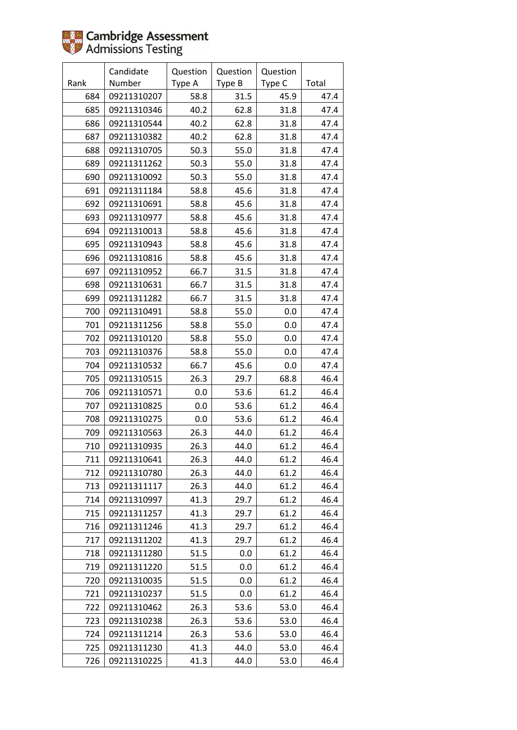Cambridge Assessment Admissions Testing

| Rank | Candidate Number | Question Type A | Question Type B | Question Type C | Total |
|---|---|---|---|---|---|
| 684 | 09211310207 | 58.8 | 31.5 | 45.9 | 47.4 |
| 685 | 09211310346 | 40.2 | 62.8 | 31.8 | 47.4 |
| 686 | 09211310544 | 40.2 | 62.8 | 31.8 | 47.4 |
| 687 | 09211310382 | 40.2 | 62.8 | 31.8 | 47.4 |
| 688 | 09211310705 | 50.3 | 55.0 | 31.8 | 47.4 |
| 689 | 09211311262 | 50.3 | 55.0 | 31.8 | 47.4 |
| 690 | 09211310092 | 50.3 | 55.0 | 31.8 | 47.4 |
| 691 | 09211311184 | 58.8 | 45.6 | 31.8 | 47.4 |
| 692 | 09211310691 | 58.8 | 45.6 | 31.8 | 47.4 |
| 693 | 09211310977 | 58.8 | 45.6 | 31.8 | 47.4 |
| 694 | 09211310013 | 58.8 | 45.6 | 31.8 | 47.4 |
| 695 | 09211310943 | 58.8 | 45.6 | 31.8 | 47.4 |
| 696 | 09211310816 | 58.8 | 45.6 | 31.8 | 47.4 |
| 697 | 09211310952 | 66.7 | 31.5 | 31.8 | 47.4 |
| 698 | 09211310631 | 66.7 | 31.5 | 31.8 | 47.4 |
| 699 | 09211311282 | 66.7 | 31.5 | 31.8 | 47.4 |
| 700 | 09211310491 | 58.8 | 55.0 | 0.0 | 47.4 |
| 701 | 09211311256 | 58.8 | 55.0 | 0.0 | 47.4 |
| 702 | 09211310120 | 58.8 | 55.0 | 0.0 | 47.4 |
| 703 | 09211310376 | 58.8 | 55.0 | 0.0 | 47.4 |
| 704 | 09211310532 | 66.7 | 45.6 | 0.0 | 47.4 |
| 705 | 09211310515 | 26.3 | 29.7 | 68.8 | 46.4 |
| 706 | 09211310571 | 0.0 | 53.6 | 61.2 | 46.4 |
| 707 | 09211310825 | 0.0 | 53.6 | 61.2 | 46.4 |
| 708 | 09211310275 | 0.0 | 53.6 | 61.2 | 46.4 |
| 709 | 09211310563 | 26.3 | 44.0 | 61.2 | 46.4 |
| 710 | 09211310935 | 26.3 | 44.0 | 61.2 | 46.4 |
| 711 | 09211310641 | 26.3 | 44.0 | 61.2 | 46.4 |
| 712 | 09211310780 | 26.3 | 44.0 | 61.2 | 46.4 |
| 713 | 09211311117 | 26.3 | 44.0 | 61.2 | 46.4 |
| 714 | 09211310997 | 41.3 | 29.7 | 61.2 | 46.4 |
| 715 | 09211311257 | 41.3 | 29.7 | 61.2 | 46.4 |
| 716 | 09211311246 | 41.3 | 29.7 | 61.2 | 46.4 |
| 717 | 09211311202 | 41.3 | 29.7 | 61.2 | 46.4 |
| 718 | 09211311280 | 51.5 | 0.0 | 61.2 | 46.4 |
| 719 | 09211311220 | 51.5 | 0.0 | 61.2 | 46.4 |
| 720 | 09211310035 | 51.5 | 0.0 | 61.2 | 46.4 |
| 721 | 09211310237 | 51.5 | 0.0 | 61.2 | 46.4 |
| 722 | 09211310462 | 26.3 | 53.6 | 53.0 | 46.4 |
| 723 | 09211310238 | 26.3 | 53.6 | 53.0 | 46.4 |
| 724 | 09211311214 | 26.3 | 53.6 | 53.0 | 46.4 |
| 725 | 09211311230 | 41.3 | 44.0 | 53.0 | 46.4 |
| 726 | 09211310225 | 41.3 | 44.0 | 53.0 | 46.4 |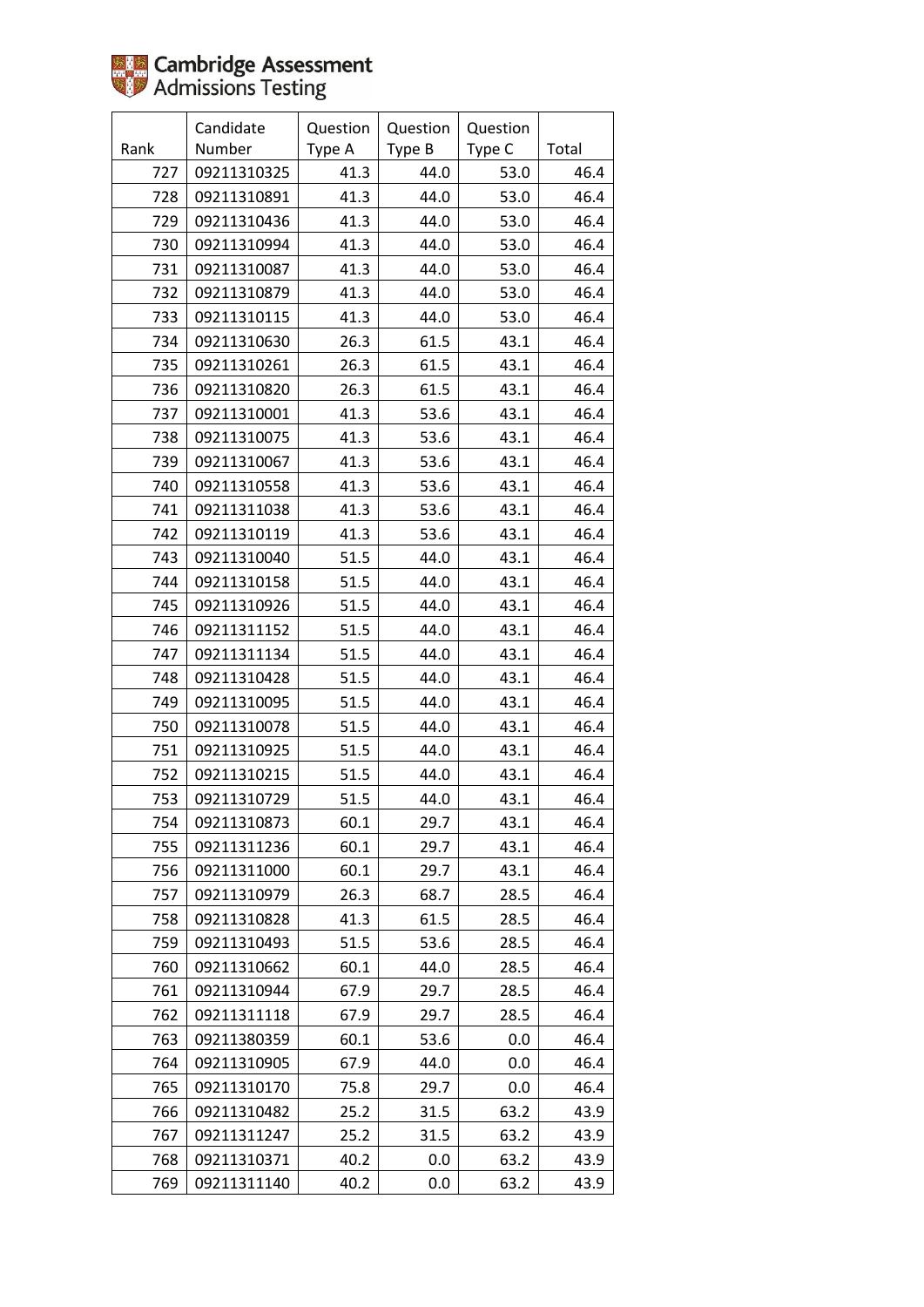Cambridge Assessment Admissions Testing

| Rank | Candidate Number | Question Type A | Question Type B | Question Type C | Total |
|---|---|---|---|---|---|
| 727 | 09211310325 | 41.3 | 44.0 | 53.0 | 46.4 |
| 728 | 09211310891 | 41.3 | 44.0 | 53.0 | 46.4 |
| 729 | 09211310436 | 41.3 | 44.0 | 53.0 | 46.4 |
| 730 | 09211310994 | 41.3 | 44.0 | 53.0 | 46.4 |
| 731 | 09211310087 | 41.3 | 44.0 | 53.0 | 46.4 |
| 732 | 09211310879 | 41.3 | 44.0 | 53.0 | 46.4 |
| 733 | 09211310115 | 41.3 | 44.0 | 53.0 | 46.4 |
| 734 | 09211310630 | 26.3 | 61.5 | 43.1 | 46.4 |
| 735 | 09211310261 | 26.3 | 61.5 | 43.1 | 46.4 |
| 736 | 09211310820 | 26.3 | 61.5 | 43.1 | 46.4 |
| 737 | 09211310001 | 41.3 | 53.6 | 43.1 | 46.4 |
| 738 | 09211310075 | 41.3 | 53.6 | 43.1 | 46.4 |
| 739 | 09211310067 | 41.3 | 53.6 | 43.1 | 46.4 |
| 740 | 09211310558 | 41.3 | 53.6 | 43.1 | 46.4 |
| 741 | 09211311038 | 41.3 | 53.6 | 43.1 | 46.4 |
| 742 | 09211310119 | 41.3 | 53.6 | 43.1 | 46.4 |
| 743 | 09211310040 | 51.5 | 44.0 | 43.1 | 46.4 |
| 744 | 09211310158 | 51.5 | 44.0 | 43.1 | 46.4 |
| 745 | 09211310926 | 51.5 | 44.0 | 43.1 | 46.4 |
| 746 | 09211311152 | 51.5 | 44.0 | 43.1 | 46.4 |
| 747 | 09211311134 | 51.5 | 44.0 | 43.1 | 46.4 |
| 748 | 09211310428 | 51.5 | 44.0 | 43.1 | 46.4 |
| 749 | 09211310095 | 51.5 | 44.0 | 43.1 | 46.4 |
| 750 | 09211310078 | 51.5 | 44.0 | 43.1 | 46.4 |
| 751 | 09211310925 | 51.5 | 44.0 | 43.1 | 46.4 |
| 752 | 09211310215 | 51.5 | 44.0 | 43.1 | 46.4 |
| 753 | 09211310729 | 51.5 | 44.0 | 43.1 | 46.4 |
| 754 | 09211310873 | 60.1 | 29.7 | 43.1 | 46.4 |
| 755 | 09211311236 | 60.1 | 29.7 | 43.1 | 46.4 |
| 756 | 09211311000 | 60.1 | 29.7 | 43.1 | 46.4 |
| 757 | 09211310979 | 26.3 | 68.7 | 28.5 | 46.4 |
| 758 | 09211310828 | 41.3 | 61.5 | 28.5 | 46.4 |
| 759 | 09211310493 | 51.5 | 53.6 | 28.5 | 46.4 |
| 760 | 09211310662 | 60.1 | 44.0 | 28.5 | 46.4 |
| 761 | 09211310944 | 67.9 | 29.7 | 28.5 | 46.4 |
| 762 | 09211311118 | 67.9 | 29.7 | 28.5 | 46.4 |
| 763 | 09211380359 | 60.1 | 53.6 | 0.0 | 46.4 |
| 764 | 09211310905 | 67.9 | 44.0 | 0.0 | 46.4 |
| 765 | 09211310170 | 75.8 | 29.7 | 0.0 | 46.4 |
| 766 | 09211310482 | 25.2 | 31.5 | 63.2 | 43.9 |
| 767 | 09211311247 | 25.2 | 31.5 | 63.2 | 43.9 |
| 768 | 09211310371 | 40.2 | 0.0 | 63.2 | 43.9 |
| 769 | 09211311140 | 40.2 | 0.0 | 63.2 | 43.9 |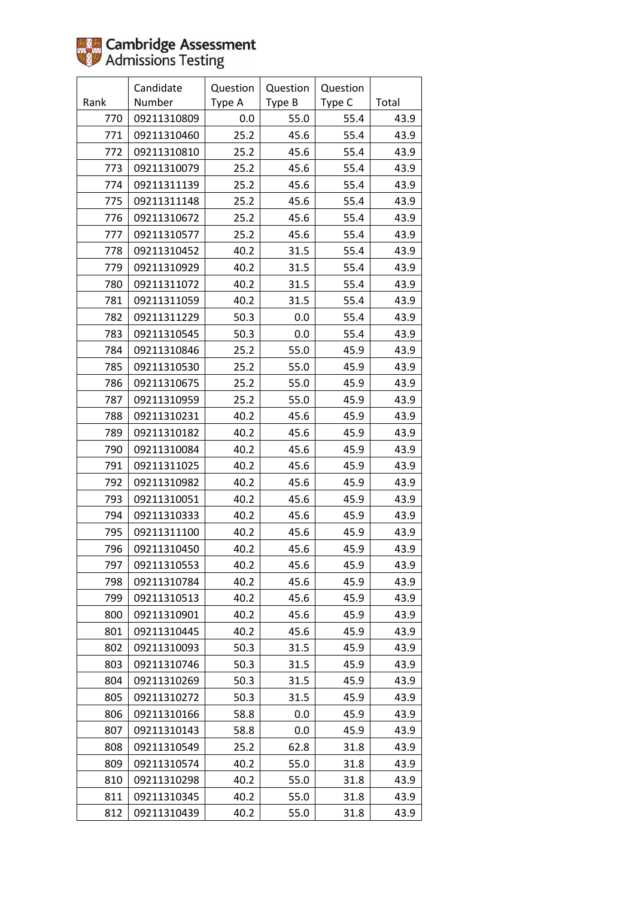Cambridge Assessment Admissions Testing

| Rank | Candidate Number | Question Type A | Question Type B | Question Type C | Total |
|---|---|---|---|---|---|
| 770 | 09211310809 | 0.0 | 55.0 | 55.4 | 43.9 |
| 771 | 09211310460 | 25.2 | 45.6 | 55.4 | 43.9 |
| 772 | 09211310810 | 25.2 | 45.6 | 55.4 | 43.9 |
| 773 | 09211310079 | 25.2 | 45.6 | 55.4 | 43.9 |
| 774 | 09211311139 | 25.2 | 45.6 | 55.4 | 43.9 |
| 775 | 09211311148 | 25.2 | 45.6 | 55.4 | 43.9 |
| 776 | 09211310672 | 25.2 | 45.6 | 55.4 | 43.9 |
| 777 | 09211310577 | 25.2 | 45.6 | 55.4 | 43.9 |
| 778 | 09211310452 | 40.2 | 31.5 | 55.4 | 43.9 |
| 779 | 09211310929 | 40.2 | 31.5 | 55.4 | 43.9 |
| 780 | 09211311072 | 40.2 | 31.5 | 55.4 | 43.9 |
| 781 | 09211311059 | 40.2 | 31.5 | 55.4 | 43.9 |
| 782 | 09211311229 | 50.3 | 0.0 | 55.4 | 43.9 |
| 783 | 09211310545 | 50.3 | 0.0 | 55.4 | 43.9 |
| 784 | 09211310846 | 25.2 | 55.0 | 45.9 | 43.9 |
| 785 | 09211310530 | 25.2 | 55.0 | 45.9 | 43.9 |
| 786 | 09211310675 | 25.2 | 55.0 | 45.9 | 43.9 |
| 787 | 09211310959 | 25.2 | 55.0 | 45.9 | 43.9 |
| 788 | 09211310231 | 40.2 | 45.6 | 45.9 | 43.9 |
| 789 | 09211310182 | 40.2 | 45.6 | 45.9 | 43.9 |
| 790 | 09211310084 | 40.2 | 45.6 | 45.9 | 43.9 |
| 791 | 09211311025 | 40.2 | 45.6 | 45.9 | 43.9 |
| 792 | 09211310982 | 40.2 | 45.6 | 45.9 | 43.9 |
| 793 | 09211310051 | 40.2 | 45.6 | 45.9 | 43.9 |
| 794 | 09211310333 | 40.2 | 45.6 | 45.9 | 43.9 |
| 795 | 09211311100 | 40.2 | 45.6 | 45.9 | 43.9 |
| 796 | 09211310450 | 40.2 | 45.6 | 45.9 | 43.9 |
| 797 | 09211310553 | 40.2 | 45.6 | 45.9 | 43.9 |
| 798 | 09211310784 | 40.2 | 45.6 | 45.9 | 43.9 |
| 799 | 09211310513 | 40.2 | 45.6 | 45.9 | 43.9 |
| 800 | 09211310901 | 40.2 | 45.6 | 45.9 | 43.9 |
| 801 | 09211310445 | 40.2 | 45.6 | 45.9 | 43.9 |
| 802 | 09211310093 | 50.3 | 31.5 | 45.9 | 43.9 |
| 803 | 09211310746 | 50.3 | 31.5 | 45.9 | 43.9 |
| 804 | 09211310269 | 50.3 | 31.5 | 45.9 | 43.9 |
| 805 | 09211310272 | 50.3 | 31.5 | 45.9 | 43.9 |
| 806 | 09211310166 | 58.8 | 0.0 | 45.9 | 43.9 |
| 807 | 09211310143 | 58.8 | 0.0 | 45.9 | 43.9 |
| 808 | 09211310549 | 25.2 | 62.8 | 31.8 | 43.9 |
| 809 | 09211310574 | 40.2 | 55.0 | 31.8 | 43.9 |
| 810 | 09211310298 | 40.2 | 55.0 | 31.8 | 43.9 |
| 811 | 09211310345 | 40.2 | 55.0 | 31.8 | 43.9 |
| 812 | 09211310439 | 40.2 | 55.0 | 31.8 | 43.9 |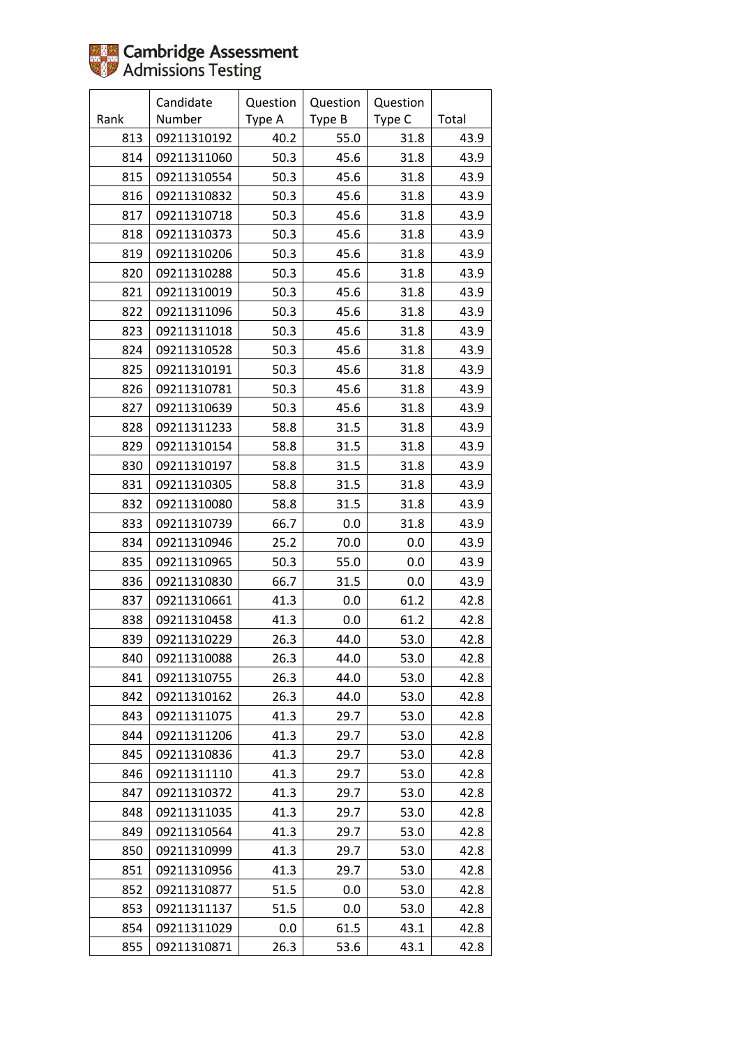Cambridge Assessment
Admissions Testing

| Rank | Candidate Number | Question Type A | Question Type B | Question Type C | Total |
|---|---|---|---|---|---|
| 813 | 09211310192 | 40.2 | 55.0 | 31.8 | 43.9 |
| 814 | 09211311060 | 50.3 | 45.6 | 31.8 | 43.9 |
| 815 | 09211310554 | 50.3 | 45.6 | 31.8 | 43.9 |
| 816 | 09211310832 | 50.3 | 45.6 | 31.8 | 43.9 |
| 817 | 09211310718 | 50.3 | 45.6 | 31.8 | 43.9 |
| 818 | 09211310373 | 50.3 | 45.6 | 31.8 | 43.9 |
| 819 | 09211310206 | 50.3 | 45.6 | 31.8 | 43.9 |
| 820 | 09211310288 | 50.3 | 45.6 | 31.8 | 43.9 |
| 821 | 09211310019 | 50.3 | 45.6 | 31.8 | 43.9 |
| 822 | 09211311096 | 50.3 | 45.6 | 31.8 | 43.9 |
| 823 | 09211311018 | 50.3 | 45.6 | 31.8 | 43.9 |
| 824 | 09211310528 | 50.3 | 45.6 | 31.8 | 43.9 |
| 825 | 09211310191 | 50.3 | 45.6 | 31.8 | 43.9 |
| 826 | 09211310781 | 50.3 | 45.6 | 31.8 | 43.9 |
| 827 | 09211310639 | 50.3 | 45.6 | 31.8 | 43.9 |
| 828 | 09211311233 | 58.8 | 31.5 | 31.8 | 43.9 |
| 829 | 09211310154 | 58.8 | 31.5 | 31.8 | 43.9 |
| 830 | 09211310197 | 58.8 | 31.5 | 31.8 | 43.9 |
| 831 | 09211310305 | 58.8 | 31.5 | 31.8 | 43.9 |
| 832 | 09211310080 | 58.8 | 31.5 | 31.8 | 43.9 |
| 833 | 09211310739 | 66.7 | 0.0 | 31.8 | 43.9 |
| 834 | 09211310946 | 25.2 | 70.0 | 0.0 | 43.9 |
| 835 | 09211310965 | 50.3 | 55.0 | 0.0 | 43.9 |
| 836 | 09211310830 | 66.7 | 31.5 | 0.0 | 43.9 |
| 837 | 09211310661 | 41.3 | 0.0 | 61.2 | 42.8 |
| 838 | 09211310458 | 41.3 | 0.0 | 61.2 | 42.8 |
| 839 | 09211310229 | 26.3 | 44.0 | 53.0 | 42.8 |
| 840 | 09211310088 | 26.3 | 44.0 | 53.0 | 42.8 |
| 841 | 09211310755 | 26.3 | 44.0 | 53.0 | 42.8 |
| 842 | 09211310162 | 26.3 | 44.0 | 53.0 | 42.8 |
| 843 | 09211311075 | 41.3 | 29.7 | 53.0 | 42.8 |
| 844 | 09211311206 | 41.3 | 29.7 | 53.0 | 42.8 |
| 845 | 09211310836 | 41.3 | 29.7 | 53.0 | 42.8 |
| 846 | 09211311110 | 41.3 | 29.7 | 53.0 | 42.8 |
| 847 | 09211310372 | 41.3 | 29.7 | 53.0 | 42.8 |
| 848 | 09211311035 | 41.3 | 29.7 | 53.0 | 42.8 |
| 849 | 09211310564 | 41.3 | 29.7 | 53.0 | 42.8 |
| 850 | 09211310999 | 41.3 | 29.7 | 53.0 | 42.8 |
| 851 | 09211310956 | 41.3 | 29.7 | 53.0 | 42.8 |
| 852 | 09211310877 | 51.5 | 0.0 | 53.0 | 42.8 |
| 853 | 09211311137 | 51.5 | 0.0 | 53.0 | 42.8 |
| 854 | 09211311029 | 0.0 | 61.5 | 43.1 | 42.8 |
| 855 | 09211310871 | 26.3 | 53.6 | 43.1 | 42.8 |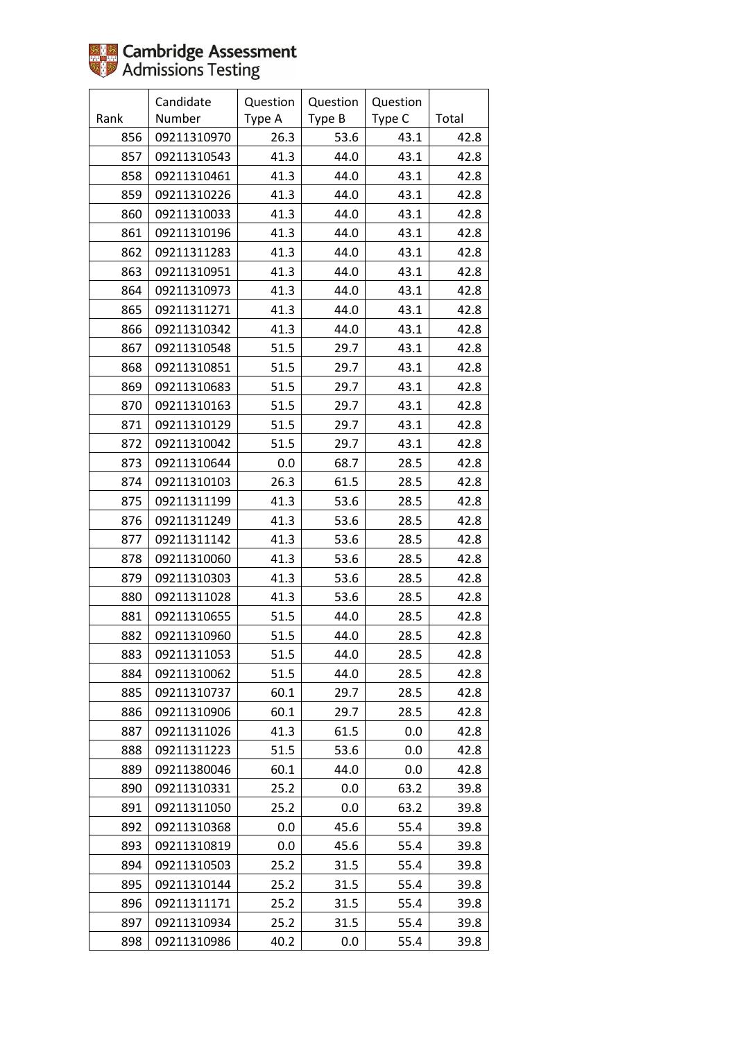Cambridge Assessment Admissions Testing

| Rank | Candidate Number | Question Type A | Question Type B | Question Type C | Total |
|---|---|---|---|---|---|
| 856 | 09211310970 | 26.3 | 53.6 | 43.1 | 42.8 |
| 857 | 09211310543 | 41.3 | 44.0 | 43.1 | 42.8 |
| 858 | 09211310461 | 41.3 | 44.0 | 43.1 | 42.8 |
| 859 | 09211310226 | 41.3 | 44.0 | 43.1 | 42.8 |
| 860 | 09211310033 | 41.3 | 44.0 | 43.1 | 42.8 |
| 861 | 09211310196 | 41.3 | 44.0 | 43.1 | 42.8 |
| 862 | 09211311283 | 41.3 | 44.0 | 43.1 | 42.8 |
| 863 | 09211310951 | 41.3 | 44.0 | 43.1 | 42.8 |
| 864 | 09211310973 | 41.3 | 44.0 | 43.1 | 42.8 |
| 865 | 09211311271 | 41.3 | 44.0 | 43.1 | 42.8 |
| 866 | 09211310342 | 41.3 | 44.0 | 43.1 | 42.8 |
| 867 | 09211310548 | 51.5 | 29.7 | 43.1 | 42.8 |
| 868 | 09211310851 | 51.5 | 29.7 | 43.1 | 42.8 |
| 869 | 09211310683 | 51.5 | 29.7 | 43.1 | 42.8 |
| 870 | 09211310163 | 51.5 | 29.7 | 43.1 | 42.8 |
| 871 | 09211310129 | 51.5 | 29.7 | 43.1 | 42.8 |
| 872 | 09211310042 | 51.5 | 29.7 | 43.1 | 42.8 |
| 873 | 09211310644 | 0.0 | 68.7 | 28.5 | 42.8 |
| 874 | 09211310103 | 26.3 | 61.5 | 28.5 | 42.8 |
| 875 | 09211311199 | 41.3 | 53.6 | 28.5 | 42.8 |
| 876 | 09211311249 | 41.3 | 53.6 | 28.5 | 42.8 |
| 877 | 09211311142 | 41.3 | 53.6 | 28.5 | 42.8 |
| 878 | 09211310060 | 41.3 | 53.6 | 28.5 | 42.8 |
| 879 | 09211310303 | 41.3 | 53.6 | 28.5 | 42.8 |
| 880 | 09211311028 | 41.3 | 53.6 | 28.5 | 42.8 |
| 881 | 09211310655 | 51.5 | 44.0 | 28.5 | 42.8 |
| 882 | 09211310960 | 51.5 | 44.0 | 28.5 | 42.8 |
| 883 | 09211311053 | 51.5 | 44.0 | 28.5 | 42.8 |
| 884 | 09211310062 | 51.5 | 44.0 | 28.5 | 42.8 |
| 885 | 09211310737 | 60.1 | 29.7 | 28.5 | 42.8 |
| 886 | 09211310906 | 60.1 | 29.7 | 28.5 | 42.8 |
| 887 | 09211311026 | 41.3 | 61.5 | 0.0 | 42.8 |
| 888 | 09211311223 | 51.5 | 53.6 | 0.0 | 42.8 |
| 889 | 09211380046 | 60.1 | 44.0 | 0.0 | 42.8 |
| 890 | 09211310331 | 25.2 | 0.0 | 63.2 | 39.8 |
| 891 | 09211311050 | 25.2 | 0.0 | 63.2 | 39.8 |
| 892 | 09211310368 | 0.0 | 45.6 | 55.4 | 39.8 |
| 893 | 09211310819 | 0.0 | 45.6 | 55.4 | 39.8 |
| 894 | 09211310503 | 25.2 | 31.5 | 55.4 | 39.8 |
| 895 | 09211310144 | 25.2 | 31.5 | 55.4 | 39.8 |
| 896 | 09211311171 | 25.2 | 31.5 | 55.4 | 39.8 |
| 897 | 09211310934 | 25.2 | 31.5 | 55.4 | 39.8 |
| 898 | 09211310986 | 40.2 | 0.0 | 55.4 | 39.8 |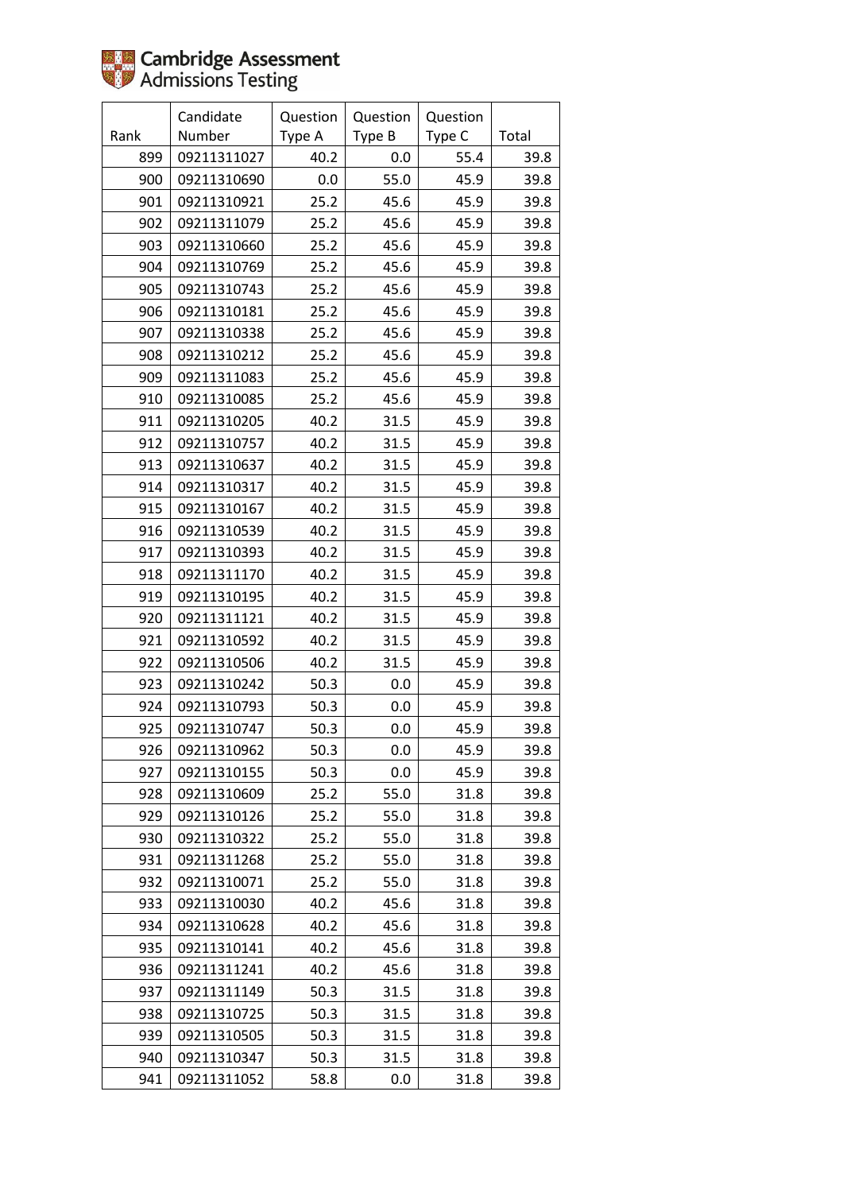Cambridge Assessment Admissions Testing

| Rank | Candidate Number | Question Type A | Question Type B | Question Type C | Total |
|---|---|---|---|---|---|
| 899 | 09211311027 | 40.2 | 0.0 | 55.4 | 39.8 |
| 900 | 09211310690 | 0.0 | 55.0 | 45.9 | 39.8 |
| 901 | 09211310921 | 25.2 | 45.6 | 45.9 | 39.8 |
| 902 | 09211311079 | 25.2 | 45.6 | 45.9 | 39.8 |
| 903 | 09211310660 | 25.2 | 45.6 | 45.9 | 39.8 |
| 904 | 09211310769 | 25.2 | 45.6 | 45.9 | 39.8 |
| 905 | 09211310743 | 25.2 | 45.6 | 45.9 | 39.8 |
| 906 | 09211310181 | 25.2 | 45.6 | 45.9 | 39.8 |
| 907 | 09211310338 | 25.2 | 45.6 | 45.9 | 39.8 |
| 908 | 09211310212 | 25.2 | 45.6 | 45.9 | 39.8 |
| 909 | 09211311083 | 25.2 | 45.6 | 45.9 | 39.8 |
| 910 | 09211310085 | 25.2 | 45.6 | 45.9 | 39.8 |
| 911 | 09211310205 | 40.2 | 31.5 | 45.9 | 39.8 |
| 912 | 09211310757 | 40.2 | 31.5 | 45.9 | 39.8 |
| 913 | 09211310637 | 40.2 | 31.5 | 45.9 | 39.8 |
| 914 | 09211310317 | 40.2 | 31.5 | 45.9 | 39.8 |
| 915 | 09211310167 | 40.2 | 31.5 | 45.9 | 39.8 |
| 916 | 09211310539 | 40.2 | 31.5 | 45.9 | 39.8 |
| 917 | 09211310393 | 40.2 | 31.5 | 45.9 | 39.8 |
| 918 | 09211311170 | 40.2 | 31.5 | 45.9 | 39.8 |
| 919 | 09211310195 | 40.2 | 31.5 | 45.9 | 39.8 |
| 920 | 09211311121 | 40.2 | 31.5 | 45.9 | 39.8 |
| 921 | 09211310592 | 40.2 | 31.5 | 45.9 | 39.8 |
| 922 | 09211310506 | 40.2 | 31.5 | 45.9 | 39.8 |
| 923 | 09211310242 | 50.3 | 0.0 | 45.9 | 39.8 |
| 924 | 09211310793 | 50.3 | 0.0 | 45.9 | 39.8 |
| 925 | 09211310747 | 50.3 | 0.0 | 45.9 | 39.8 |
| 926 | 09211310962 | 50.3 | 0.0 | 45.9 | 39.8 |
| 927 | 09211310155 | 50.3 | 0.0 | 45.9 | 39.8 |
| 928 | 09211310609 | 25.2 | 55.0 | 31.8 | 39.8 |
| 929 | 09211310126 | 25.2 | 55.0 | 31.8 | 39.8 |
| 930 | 09211310322 | 25.2 | 55.0 | 31.8 | 39.8 |
| 931 | 09211311268 | 25.2 | 55.0 | 31.8 | 39.8 |
| 932 | 09211310071 | 25.2 | 55.0 | 31.8 | 39.8 |
| 933 | 09211310030 | 40.2 | 45.6 | 31.8 | 39.8 |
| 934 | 09211310628 | 40.2 | 45.6 | 31.8 | 39.8 |
| 935 | 09211310141 | 40.2 | 45.6 | 31.8 | 39.8 |
| 936 | 09211311241 | 40.2 | 45.6 | 31.8 | 39.8 |
| 937 | 09211311149 | 50.3 | 31.5 | 31.8 | 39.8 |
| 938 | 09211310725 | 50.3 | 31.5 | 31.8 | 39.8 |
| 939 | 09211310505 | 50.3 | 31.5 | 31.8 | 39.8 |
| 940 | 09211310347 | 50.3 | 31.5 | 31.8 | 39.8 |
| 941 | 09211311052 | 58.8 | 0.0 | 31.8 | 39.8 |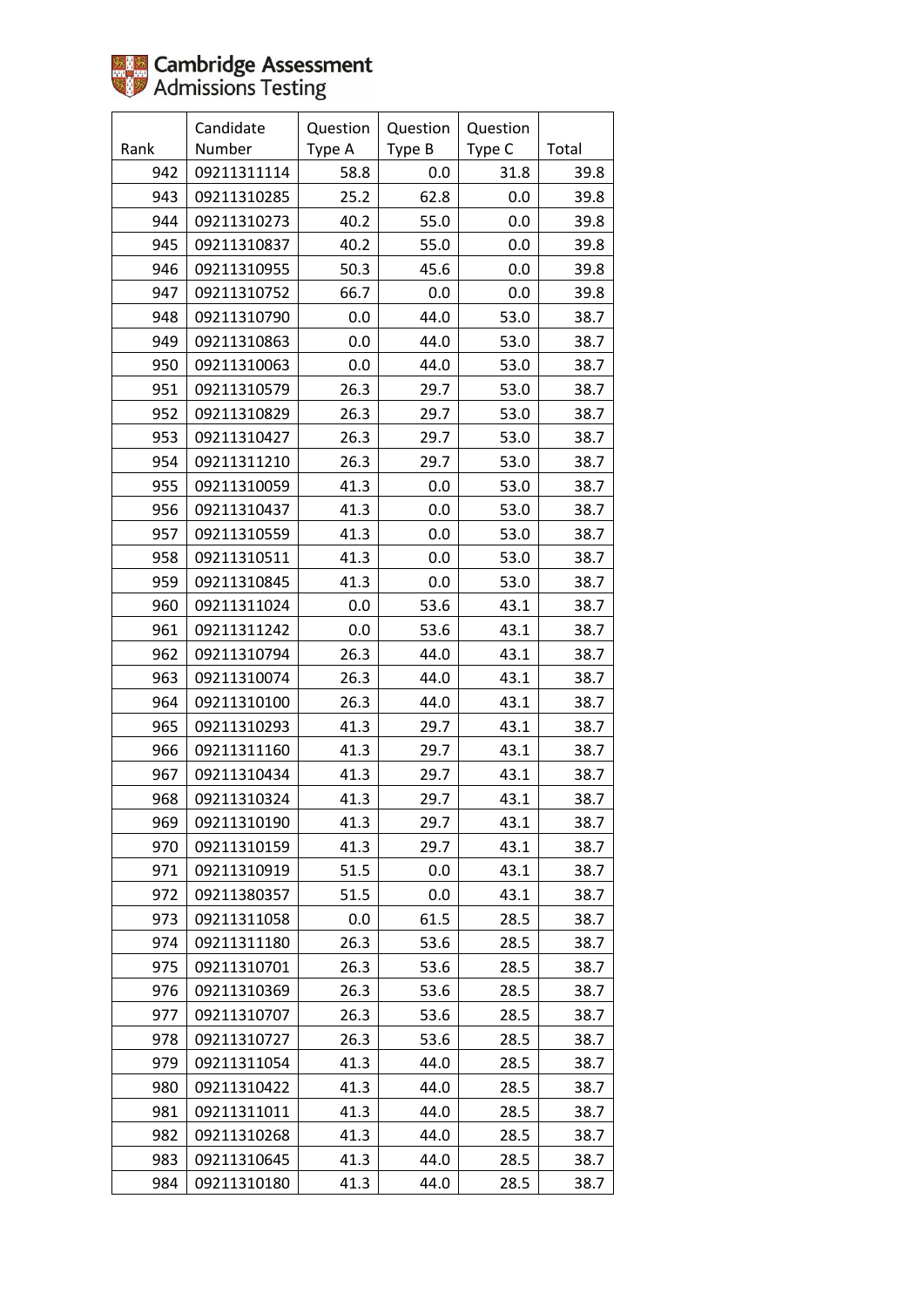Cambridge Assessment Admissions Testing

| Rank | Candidate Number | Question Type A | Question Type B | Question Type C | Total |
|---|---|---|---|---|---|
| 942 | 09211311114 | 58.8 | 0.0 | 31.8 | 39.8 |
| 943 | 09211310285 | 25.2 | 62.8 | 0.0 | 39.8 |
| 944 | 09211310273 | 40.2 | 55.0 | 0.0 | 39.8 |
| 945 | 09211310837 | 40.2 | 55.0 | 0.0 | 39.8 |
| 946 | 09211310955 | 50.3 | 45.6 | 0.0 | 39.8 |
| 947 | 09211310752 | 66.7 | 0.0 | 0.0 | 39.8 |
| 948 | 09211310790 | 0.0 | 44.0 | 53.0 | 38.7 |
| 949 | 09211310863 | 0.0 | 44.0 | 53.0 | 38.7 |
| 950 | 09211310063 | 0.0 | 44.0 | 53.0 | 38.7 |
| 951 | 09211310579 | 26.3 | 29.7 | 53.0 | 38.7 |
| 952 | 09211310829 | 26.3 | 29.7 | 53.0 | 38.7 |
| 953 | 09211310427 | 26.3 | 29.7 | 53.0 | 38.7 |
| 954 | 09211311210 | 26.3 | 29.7 | 53.0 | 38.7 |
| 955 | 09211310059 | 41.3 | 0.0 | 53.0 | 38.7 |
| 956 | 09211310437 | 41.3 | 0.0 | 53.0 | 38.7 |
| 957 | 09211310559 | 41.3 | 0.0 | 53.0 | 38.7 |
| 958 | 09211310511 | 41.3 | 0.0 | 53.0 | 38.7 |
| 959 | 09211310845 | 41.3 | 0.0 | 53.0 | 38.7 |
| 960 | 09211311024 | 0.0 | 53.6 | 43.1 | 38.7 |
| 961 | 09211311242 | 0.0 | 53.6 | 43.1 | 38.7 |
| 962 | 09211310794 | 26.3 | 44.0 | 43.1 | 38.7 |
| 963 | 09211310074 | 26.3 | 44.0 | 43.1 | 38.7 |
| 964 | 09211310100 | 26.3 | 44.0 | 43.1 | 38.7 |
| 965 | 09211310293 | 41.3 | 29.7 | 43.1 | 38.7 |
| 966 | 09211311160 | 41.3 | 29.7 | 43.1 | 38.7 |
| 967 | 09211310434 | 41.3 | 29.7 | 43.1 | 38.7 |
| 968 | 09211310324 | 41.3 | 29.7 | 43.1 | 38.7 |
| 969 | 09211310190 | 41.3 | 29.7 | 43.1 | 38.7 |
| 970 | 09211310159 | 41.3 | 29.7 | 43.1 | 38.7 |
| 971 | 09211310919 | 51.5 | 0.0 | 43.1 | 38.7 |
| 972 | 09211380357 | 51.5 | 0.0 | 43.1 | 38.7 |
| 973 | 09211311058 | 0.0 | 61.5 | 28.5 | 38.7 |
| 974 | 09211311180 | 26.3 | 53.6 | 28.5 | 38.7 |
| 975 | 09211310701 | 26.3 | 53.6 | 28.5 | 38.7 |
| 976 | 09211310369 | 26.3 | 53.6 | 28.5 | 38.7 |
| 977 | 09211310707 | 26.3 | 53.6 | 28.5 | 38.7 |
| 978 | 09211310727 | 26.3 | 53.6 | 28.5 | 38.7 |
| 979 | 09211311054 | 41.3 | 44.0 | 28.5 | 38.7 |
| 980 | 09211310422 | 41.3 | 44.0 | 28.5 | 38.7 |
| 981 | 09211311011 | 41.3 | 44.0 | 28.5 | 38.7 |
| 982 | 09211310268 | 41.3 | 44.0 | 28.5 | 38.7 |
| 983 | 09211310645 | 41.3 | 44.0 | 28.5 | 38.7 |
| 984 | 09211310180 | 41.3 | 44.0 | 28.5 | 38.7 |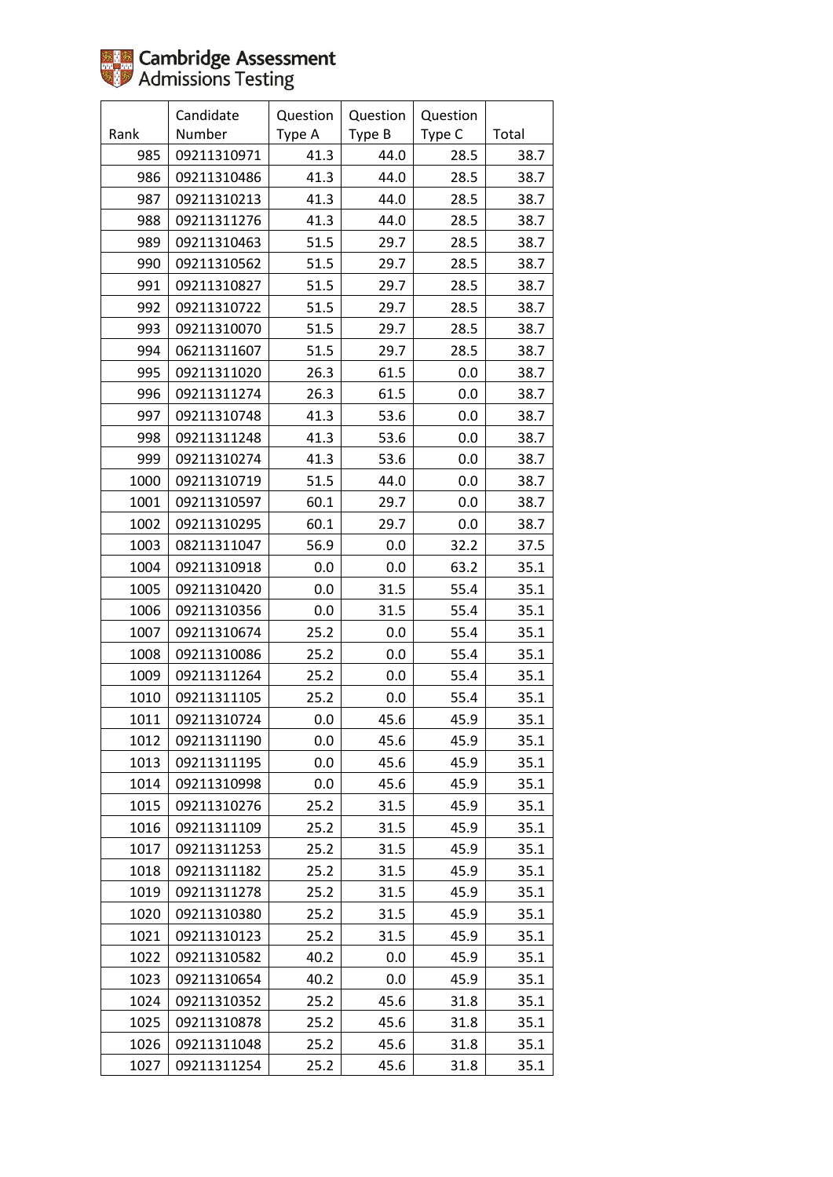| Rank | Candidate Number | Question Type A | Question Type B | Question Type C | Total |
|---|---|---|---|---|---|
| 985 | 09211310971 | 41.3 | 44.0 | 28.5 | 38.7 |
| 986 | 09211310486 | 41.3 | 44.0 | 28.5 | 38.7 |
| 987 | 09211310213 | 41.3 | 44.0 | 28.5 | 38.7 |
| 988 | 09211311276 | 41.3 | 44.0 | 28.5 | 38.7 |
| 989 | 09211310463 | 51.5 | 29.7 | 28.5 | 38.7 |
| 990 | 09211310562 | 51.5 | 29.7 | 28.5 | 38.7 |
| 991 | 09211310827 | 51.5 | 29.7 | 28.5 | 38.7 |
| 992 | 09211310722 | 51.5 | 29.7 | 28.5 | 38.7 |
| 993 | 09211310070 | 51.5 | 29.7 | 28.5 | 38.7 |
| 994 | 06211311607 | 51.5 | 29.7 | 28.5 | 38.7 |
| 995 | 09211311020 | 26.3 | 61.5 | 0.0 | 38.7 |
| 996 | 09211311274 | 26.3 | 61.5 | 0.0 | 38.7 |
| 997 | 09211310748 | 41.3 | 53.6 | 0.0 | 38.7 |
| 998 | 09211311248 | 41.3 | 53.6 | 0.0 | 38.7 |
| 999 | 09211310274 | 41.3 | 53.6 | 0.0 | 38.7 |
| 1000 | 09211310719 | 51.5 | 44.0 | 0.0 | 38.7 |
| 1001 | 09211310597 | 60.1 | 29.7 | 0.0 | 38.7 |
| 1002 | 09211310295 | 60.1 | 29.7 | 0.0 | 38.7 |
| 1003 | 08211311047 | 56.9 | 0.0 | 32.2 | 37.5 |
| 1004 | 09211310918 | 0.0 | 0.0 | 63.2 | 35.1 |
| 1005 | 09211310420 | 0.0 | 31.5 | 55.4 | 35.1 |
| 1006 | 09211310356 | 0.0 | 31.5 | 55.4 | 35.1 |
| 1007 | 09211310674 | 25.2 | 0.0 | 55.4 | 35.1 |
| 1008 | 09211310086 | 25.2 | 0.0 | 55.4 | 35.1 |
| 1009 | 09211311264 | 25.2 | 0.0 | 55.4 | 35.1 |
| 1010 | 09211311105 | 25.2 | 0.0 | 55.4 | 35.1 |
| 1011 | 09211310724 | 0.0 | 45.6 | 45.9 | 35.1 |
| 1012 | 09211311190 | 0.0 | 45.6 | 45.9 | 35.1 |
| 1013 | 09211311195 | 0.0 | 45.6 | 45.9 | 35.1 |
| 1014 | 09211310998 | 0.0 | 45.6 | 45.9 | 35.1 |
| 1015 | 09211310276 | 25.2 | 31.5 | 45.9 | 35.1 |
| 1016 | 09211311109 | 25.2 | 31.5 | 45.9 | 35.1 |
| 1017 | 09211311253 | 25.2 | 31.5 | 45.9 | 35.1 |
| 1018 | 09211311182 | 25.2 | 31.5 | 45.9 | 35.1 |
| 1019 | 09211311278 | 25.2 | 31.5 | 45.9 | 35.1 |
| 1020 | 09211310380 | 25.2 | 31.5 | 45.9 | 35.1 |
| 1021 | 09211310123 | 25.2 | 31.5 | 45.9 | 35.1 |
| 1022 | 09211310582 | 40.2 | 0.0 | 45.9 | 35.1 |
| 1023 | 09211310654 | 40.2 | 0.0 | 45.9 | 35.1 |
| 1024 | 09211310352 | 25.2 | 45.6 | 31.8 | 35.1 |
| 1025 | 09211310878 | 25.2 | 45.6 | 31.8 | 35.1 |
| 1026 | 09211311048 | 25.2 | 45.6 | 31.8 | 35.1 |
| 1027 | 09211311254 | 25.2 | 45.6 | 31.8 | 35.1 |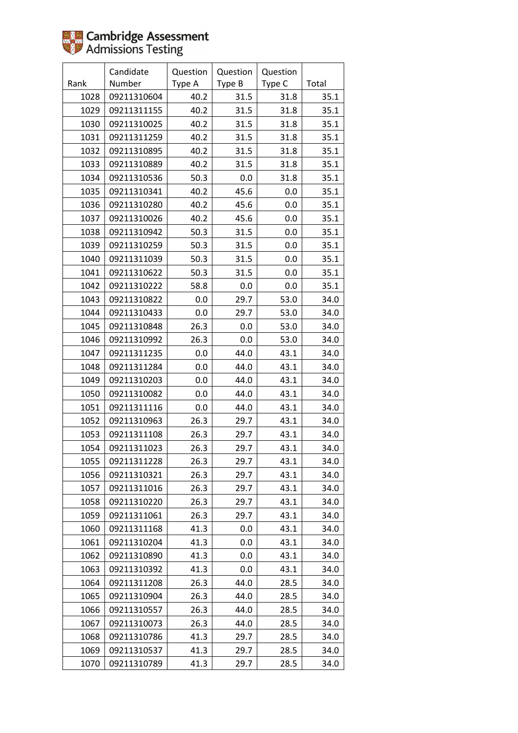Cambridge Assessment Admissions Testing

| Rank | Candidate Number | Question Type A | Question Type B | Question Type C | Total |
|---|---|---|---|---|---|
| 1028 | 09211310604 | 40.2 | 31.5 | 31.8 | 35.1 |
| 1029 | 09211311155 | 40.2 | 31.5 | 31.8 | 35.1 |
| 1030 | 09211310025 | 40.2 | 31.5 | 31.8 | 35.1 |
| 1031 | 09211311259 | 40.2 | 31.5 | 31.8 | 35.1 |
| 1032 | 09211310895 | 40.2 | 31.5 | 31.8 | 35.1 |
| 1033 | 09211310889 | 40.2 | 31.5 | 31.8 | 35.1 |
| 1034 | 09211310536 | 50.3 | 0.0 | 31.8 | 35.1 |
| 1035 | 09211310341 | 40.2 | 45.6 | 0.0 | 35.1 |
| 1036 | 09211310280 | 40.2 | 45.6 | 0.0 | 35.1 |
| 1037 | 09211310026 | 40.2 | 45.6 | 0.0 | 35.1 |
| 1038 | 09211310942 | 50.3 | 31.5 | 0.0 | 35.1 |
| 1039 | 09211310259 | 50.3 | 31.5 | 0.0 | 35.1 |
| 1040 | 09211311039 | 50.3 | 31.5 | 0.0 | 35.1 |
| 1041 | 09211310622 | 50.3 | 31.5 | 0.0 | 35.1 |
| 1042 | 09211310222 | 58.8 | 0.0 | 0.0 | 35.1 |
| 1043 | 09211310822 | 0.0 | 29.7 | 53.0 | 34.0 |
| 1044 | 09211310433 | 0.0 | 29.7 | 53.0 | 34.0 |
| 1045 | 09211310848 | 26.3 | 0.0 | 53.0 | 34.0 |
| 1046 | 09211310992 | 26.3 | 0.0 | 53.0 | 34.0 |
| 1047 | 09211311235 | 0.0 | 44.0 | 43.1 | 34.0 |
| 1048 | 09211311284 | 0.0 | 44.0 | 43.1 | 34.0 |
| 1049 | 09211310203 | 0.0 | 44.0 | 43.1 | 34.0 |
| 1050 | 09211310082 | 0.0 | 44.0 | 43.1 | 34.0 |
| 1051 | 09211311116 | 0.0 | 44.0 | 43.1 | 34.0 |
| 1052 | 09211310963 | 26.3 | 29.7 | 43.1 | 34.0 |
| 1053 | 09211311108 | 26.3 | 29.7 | 43.1 | 34.0 |
| 1054 | 09211311023 | 26.3 | 29.7 | 43.1 | 34.0 |
| 1055 | 09211311228 | 26.3 | 29.7 | 43.1 | 34.0 |
| 1056 | 09211310321 | 26.3 | 29.7 | 43.1 | 34.0 |
| 1057 | 09211311016 | 26.3 | 29.7 | 43.1 | 34.0 |
| 1058 | 09211310220 | 26.3 | 29.7 | 43.1 | 34.0 |
| 1059 | 09211311061 | 26.3 | 29.7 | 43.1 | 34.0 |
| 1060 | 09211311168 | 41.3 | 0.0 | 43.1 | 34.0 |
| 1061 | 09211310204 | 41.3 | 0.0 | 43.1 | 34.0 |
| 1062 | 09211310890 | 41.3 | 0.0 | 43.1 | 34.0 |
| 1063 | 09211310392 | 41.3 | 0.0 | 43.1 | 34.0 |
| 1064 | 09211311208 | 26.3 | 44.0 | 28.5 | 34.0 |
| 1065 | 09211310904 | 26.3 | 44.0 | 28.5 | 34.0 |
| 1066 | 09211310557 | 26.3 | 44.0 | 28.5 | 34.0 |
| 1067 | 09211310073 | 26.3 | 44.0 | 28.5 | 34.0 |
| 1068 | 09211310786 | 41.3 | 29.7 | 28.5 | 34.0 |
| 1069 | 09211310537 | 41.3 | 29.7 | 28.5 | 34.0 |
| 1070 | 09211310789 | 41.3 | 29.7 | 28.5 | 34.0 |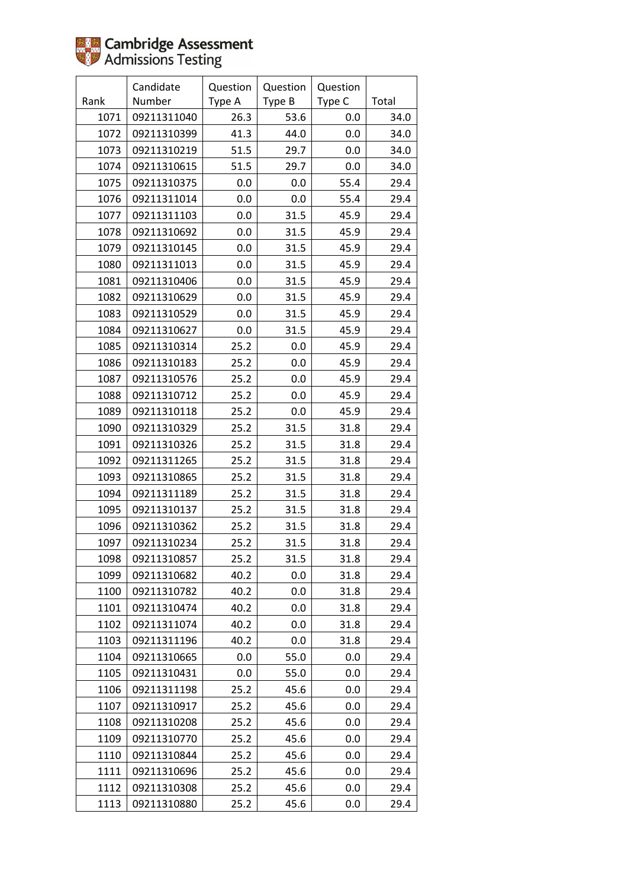Cambridge Assessment Admissions Testing

| Rank | Candidate Number | Question Type A | Question Type B | Question Type C | Total |
|---|---|---|---|---|---|
| 1071 | 09211311040 | 26.3 | 53.6 | 0.0 | 34.0 |
| 1072 | 09211310399 | 41.3 | 44.0 | 0.0 | 34.0 |
| 1073 | 09211310219 | 51.5 | 29.7 | 0.0 | 34.0 |
| 1074 | 09211310615 | 51.5 | 29.7 | 0.0 | 34.0 |
| 1075 | 09211310375 | 0.0 | 0.0 | 55.4 | 29.4 |
| 1076 | 09211311014 | 0.0 | 0.0 | 55.4 | 29.4 |
| 1077 | 09211311103 | 0.0 | 31.5 | 45.9 | 29.4 |
| 1078 | 09211310692 | 0.0 | 31.5 | 45.9 | 29.4 |
| 1079 | 09211310145 | 0.0 | 31.5 | 45.9 | 29.4 |
| 1080 | 09211311013 | 0.0 | 31.5 | 45.9 | 29.4 |
| 1081 | 09211310406 | 0.0 | 31.5 | 45.9 | 29.4 |
| 1082 | 09211310629 | 0.0 | 31.5 | 45.9 | 29.4 |
| 1083 | 09211310529 | 0.0 | 31.5 | 45.9 | 29.4 |
| 1084 | 09211310627 | 0.0 | 31.5 | 45.9 | 29.4 |
| 1085 | 09211310314 | 25.2 | 0.0 | 45.9 | 29.4 |
| 1086 | 09211310183 | 25.2 | 0.0 | 45.9 | 29.4 |
| 1087 | 09211310576 | 25.2 | 0.0 | 45.9 | 29.4 |
| 1088 | 09211310712 | 25.2 | 0.0 | 45.9 | 29.4 |
| 1089 | 09211310118 | 25.2 | 0.0 | 45.9 | 29.4 |
| 1090 | 09211310329 | 25.2 | 31.5 | 31.8 | 29.4 |
| 1091 | 09211310326 | 25.2 | 31.5 | 31.8 | 29.4 |
| 1092 | 09211311265 | 25.2 | 31.5 | 31.8 | 29.4 |
| 1093 | 09211310865 | 25.2 | 31.5 | 31.8 | 29.4 |
| 1094 | 09211311189 | 25.2 | 31.5 | 31.8 | 29.4 |
| 1095 | 09211310137 | 25.2 | 31.5 | 31.8 | 29.4 |
| 1096 | 09211310362 | 25.2 | 31.5 | 31.8 | 29.4 |
| 1097 | 09211310234 | 25.2 | 31.5 | 31.8 | 29.4 |
| 1098 | 09211310857 | 25.2 | 31.5 | 31.8 | 29.4 |
| 1099 | 09211310682 | 40.2 | 0.0 | 31.8 | 29.4 |
| 1100 | 09211310782 | 40.2 | 0.0 | 31.8 | 29.4 |
| 1101 | 09211310474 | 40.2 | 0.0 | 31.8 | 29.4 |
| 1102 | 09211311074 | 40.2 | 0.0 | 31.8 | 29.4 |
| 1103 | 09211311196 | 40.2 | 0.0 | 31.8 | 29.4 |
| 1104 | 09211310665 | 0.0 | 55.0 | 0.0 | 29.4 |
| 1105 | 09211310431 | 0.0 | 55.0 | 0.0 | 29.4 |
| 1106 | 09211311198 | 25.2 | 45.6 | 0.0 | 29.4 |
| 1107 | 09211310917 | 25.2 | 45.6 | 0.0 | 29.4 |
| 1108 | 09211310208 | 25.2 | 45.6 | 0.0 | 29.4 |
| 1109 | 09211310770 | 25.2 | 45.6 | 0.0 | 29.4 |
| 1110 | 09211310844 | 25.2 | 45.6 | 0.0 | 29.4 |
| 1111 | 09211310696 | 25.2 | 45.6 | 0.0 | 29.4 |
| 1112 | 09211310308 | 25.2 | 45.6 | 0.0 | 29.4 |
| 1113 | 09211310880 | 25.2 | 45.6 | 0.0 | 29.4 |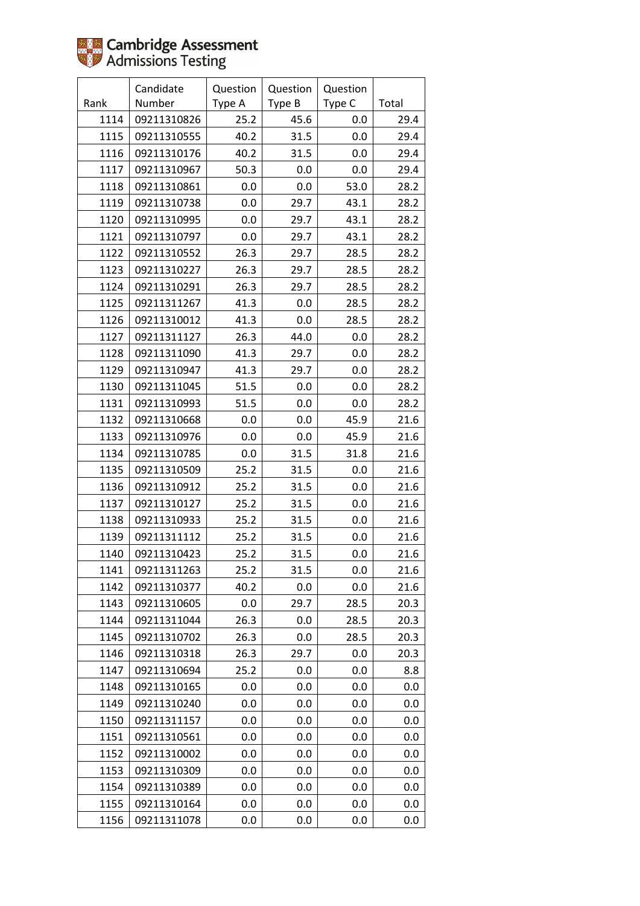Cambridge Assessment Admissions Testing

| Rank | Candidate Number | Question Type A | Question Type B | Question Type C | Total |
|---|---|---|---|---|---|
| 1114 | 09211310826 | 25.2 | 45.6 | 0.0 | 29.4 |
| 1115 | 09211310555 | 40.2 | 31.5 | 0.0 | 29.4 |
| 1116 | 09211310176 | 40.2 | 31.5 | 0.0 | 29.4 |
| 1117 | 09211310967 | 50.3 | 0.0 | 0.0 | 29.4 |
| 1118 | 09211310861 | 0.0 | 0.0 | 53.0 | 28.2 |
| 1119 | 09211310738 | 0.0 | 29.7 | 43.1 | 28.2 |
| 1120 | 09211310995 | 0.0 | 29.7 | 43.1 | 28.2 |
| 1121 | 09211310797 | 0.0 | 29.7 | 43.1 | 28.2 |
| 1122 | 09211310552 | 26.3 | 29.7 | 28.5 | 28.2 |
| 1123 | 09211310227 | 26.3 | 29.7 | 28.5 | 28.2 |
| 1124 | 09211310291 | 26.3 | 29.7 | 28.5 | 28.2 |
| 1125 | 09211311267 | 41.3 | 0.0 | 28.5 | 28.2 |
| 1126 | 09211310012 | 41.3 | 0.0 | 28.5 | 28.2 |
| 1127 | 09211311127 | 26.3 | 44.0 | 0.0 | 28.2 |
| 1128 | 09211311090 | 41.3 | 29.7 | 0.0 | 28.2 |
| 1129 | 09211310947 | 41.3 | 29.7 | 0.0 | 28.2 |
| 1130 | 09211311045 | 51.5 | 0.0 | 0.0 | 28.2 |
| 1131 | 09211310993 | 51.5 | 0.0 | 0.0 | 28.2 |
| 1132 | 09211310668 | 0.0 | 0.0 | 45.9 | 21.6 |
| 1133 | 09211310976 | 0.0 | 0.0 | 45.9 | 21.6 |
| 1134 | 09211310785 | 0.0 | 31.5 | 31.8 | 21.6 |
| 1135 | 09211310509 | 25.2 | 31.5 | 0.0 | 21.6 |
| 1136 | 09211310912 | 25.2 | 31.5 | 0.0 | 21.6 |
| 1137 | 09211310127 | 25.2 | 31.5 | 0.0 | 21.6 |
| 1138 | 09211310933 | 25.2 | 31.5 | 0.0 | 21.6 |
| 1139 | 09211311112 | 25.2 | 31.5 | 0.0 | 21.6 |
| 1140 | 09211310423 | 25.2 | 31.5 | 0.0 | 21.6 |
| 1141 | 09211311263 | 25.2 | 31.5 | 0.0 | 21.6 |
| 1142 | 09211310377 | 40.2 | 0.0 | 0.0 | 21.6 |
| 1143 | 09211310605 | 0.0 | 29.7 | 28.5 | 20.3 |
| 1144 | 09211311044 | 26.3 | 0.0 | 28.5 | 20.3 |
| 1145 | 09211310702 | 26.3 | 0.0 | 28.5 | 20.3 |
| 1146 | 09211310318 | 26.3 | 29.7 | 0.0 | 20.3 |
| 1147 | 09211310694 | 25.2 | 0.0 | 0.0 | 8.8 |
| 1148 | 09211310165 | 0.0 | 0.0 | 0.0 | 0.0 |
| 1149 | 09211310240 | 0.0 | 0.0 | 0.0 | 0.0 |
| 1150 | 09211311157 | 0.0 | 0.0 | 0.0 | 0.0 |
| 1151 | 09211310561 | 0.0 | 0.0 | 0.0 | 0.0 |
| 1152 | 09211310002 | 0.0 | 0.0 | 0.0 | 0.0 |
| 1153 | 09211310309 | 0.0 | 0.0 | 0.0 | 0.0 |
| 1154 | 09211310389 | 0.0 | 0.0 | 0.0 | 0.0 |
| 1155 | 09211310164 | 0.0 | 0.0 | 0.0 | 0.0 |
| 1156 | 09211311078 | 0.0 | 0.0 | 0.0 | 0.0 |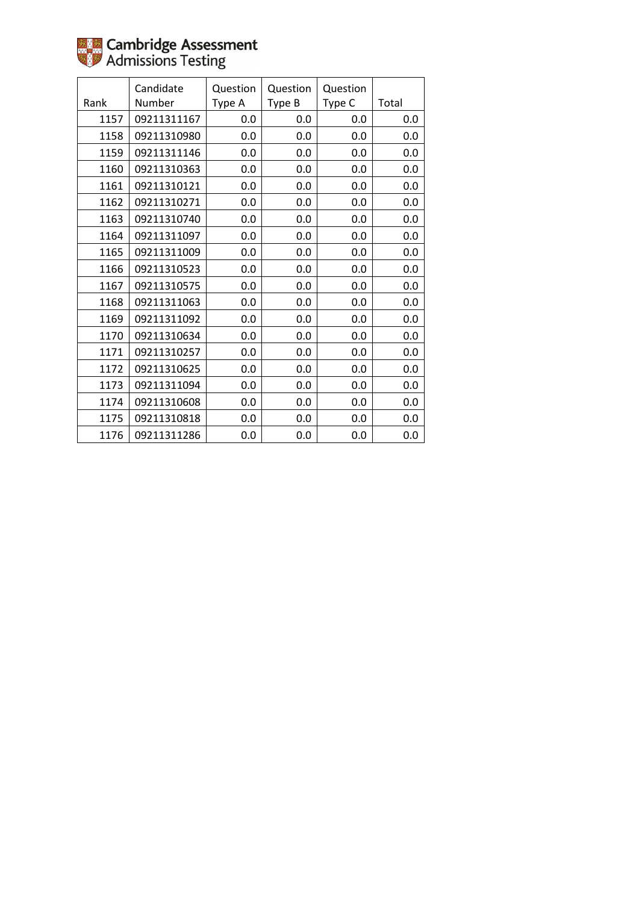Cambridge Assessment
Admissions Testing

| Rank | Candidate Number | Question Type A | Question Type B | Question Type C | Total |
|---|---|---|---|---|---|
| 1157 | 09211311167 | 0.0 | 0.0 | 0.0 | 0.0 |
| 1158 | 09211310980 | 0.0 | 0.0 | 0.0 | 0.0 |
| 1159 | 09211311146 | 0.0 | 0.0 | 0.0 | 0.0 |
| 1160 | 09211310363 | 0.0 | 0.0 | 0.0 | 0.0 |
| 1161 | 09211310121 | 0.0 | 0.0 | 0.0 | 0.0 |
| 1162 | 09211310271 | 0.0 | 0.0 | 0.0 | 0.0 |
| 1163 | 09211310740 | 0.0 | 0.0 | 0.0 | 0.0 |
| 1164 | 09211311097 | 0.0 | 0.0 | 0.0 | 0.0 |
| 1165 | 09211311009 | 0.0 | 0.0 | 0.0 | 0.0 |
| 1166 | 09211310523 | 0.0 | 0.0 | 0.0 | 0.0 |
| 1167 | 09211310575 | 0.0 | 0.0 | 0.0 | 0.0 |
| 1168 | 09211311063 | 0.0 | 0.0 | 0.0 | 0.0 |
| 1169 | 09211311092 | 0.0 | 0.0 | 0.0 | 0.0 |
| 1170 | 09211310634 | 0.0 | 0.0 | 0.0 | 0.0 |
| 1171 | 09211310257 | 0.0 | 0.0 | 0.0 | 0.0 |
| 1172 | 09211310625 | 0.0 | 0.0 | 0.0 | 0.0 |
| 1173 | 09211311094 | 0.0 | 0.0 | 0.0 | 0.0 |
| 1174 | 09211310608 | 0.0 | 0.0 | 0.0 | 0.0 |
| 1175 | 09211310818 | 0.0 | 0.0 | 0.0 | 0.0 |
| 1176 | 09211311286 | 0.0 | 0.0 | 0.0 | 0.0 |